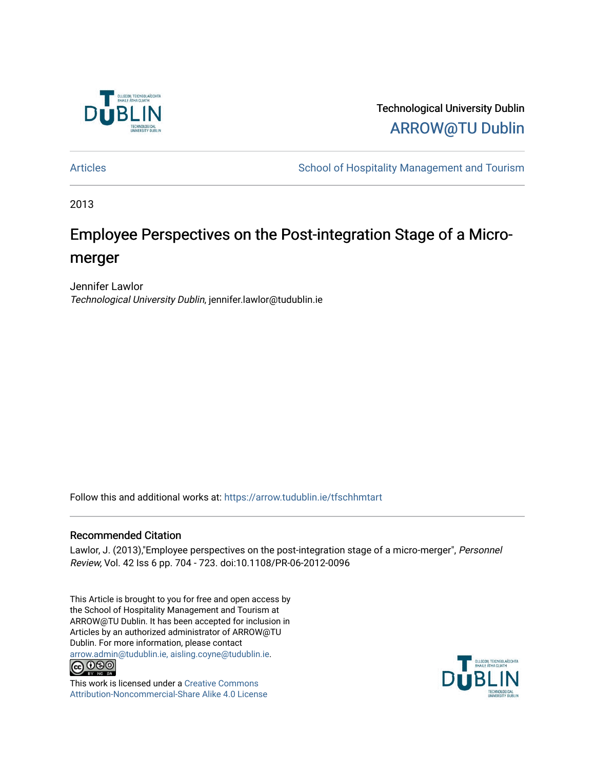Technological University Dublin

ARROW@TU Dublin

Articles | School of Hospitality Management and Tourism

2013

# Employee Perspectives on the Post-integration Stage of a Micro-merger

Jennifer Lawlor
*Technological University Dublin*, jennifer.lawlor@tudublin.ie

Follow this and additional works at: https://arrow.tudublin.ie/tfschhmtart

## Recommended Citation

Lawlor, J. (2013),"Employee perspectives on the post-integration stage of a micro-merger", *Personnel Review,* Vol. 42 Iss 6 pp. 704 - 723. doi:10.1108/PR-06-2012-0096

This Article is brought to you for free and open access by the School of Hospitality Management and Tourism at ARROW@TU Dublin. It has been accepted for inclusion in Articles by an authorized administrator of ARROW@TU Dublin. For more information, please contact arrow.admin@tudublin.ie, aisling.coyne@tudublin.ie.

This work is licensed under a Creative Commons Attribution-Noncommercial-Share Alike 4.0 License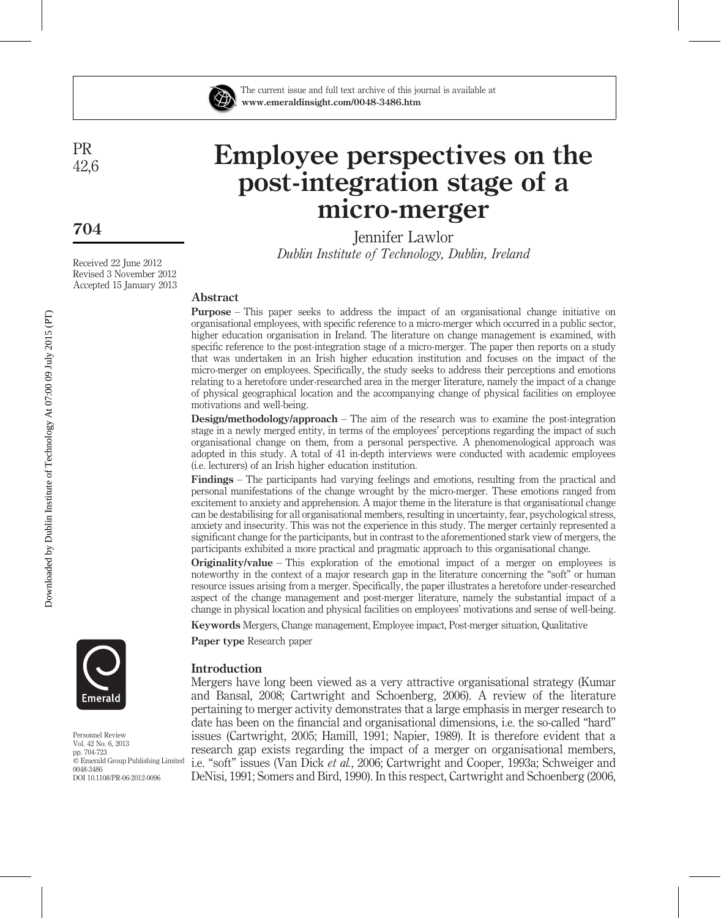# Employee perspectives on the post-integration stage of a micro-merger

Jennifer Lawlor

*Dublin Institute of Technology, Dublin, Ireland*

Received 22 June 2012
Revised 3 November 2012
Accepted 15 January 2013

## Abstract

**Purpose** – This paper seeks to address the impact of an organisational change initiative on organisational employees, with specific reference to a micro-merger which occurred in a public sector, higher education organisation in Ireland. The literature on change management is examined, with specific reference to the post-integration stage of a micro-merger. The paper then reports on a study that was undertaken in an Irish higher education institution and focuses on the impact of the micro-merger on employees. Specifically, the study seeks to address their perceptions and emotions relating to a heretofore under-researched area in the merger literature, namely the impact of a change of physical geographical location and the accompanying change of physical facilities on employee motivations and well-being.

**Design/methodology/approach** – The aim of the research was to examine the post-integration stage in a newly merged entity, in terms of the employees' perceptions regarding the impact of such organisational change on them, from a personal perspective. A phenomenological approach was adopted in this study. A total of 41 in-depth interviews were conducted with academic employees (i.e. lecturers) of an Irish higher education institution.

**Findings** – The participants had varying feelings and emotions, resulting from the practical and personal manifestations of the change wrought by the micro-merger. These emotions ranged from excitement to anxiety and apprehension. A major theme in the literature is that organisational change can be destabilising for all organisational members, resulting in uncertainty, fear, psychological stress, anxiety and insecurity. This was not the experience in this study. The merger certainly represented a significant change for the participants, but in contrast to the aforementioned stark view of mergers, the participants exhibited a more practical and pragmatic approach to this organisational change.

**Originality/value** – This exploration of the emotional impact of a merger on employees is noteworthy in the context of a major research gap in the literature concerning the "soft" or human resource issues arising from a merger. Specifically, the paper illustrates a heretofore under-researched aspect of the change management and post-merger literature, namely the substantial impact of a change in physical location and physical facilities on employees' motivations and sense of well-being.

**Keywords** Mergers, Change management, Employee impact, Post-merger situation, Qualitative

**Paper type** Research paper

## Introduction

Mergers have long been viewed as a very attractive organisational strategy (Kumar and Bansal, 2008; Cartwright and Schoenberg, 2006). A review of the literature pertaining to merger activity demonstrates that a large emphasis in merger research to date has been on the financial and organisational dimensions, i.e. the so-called "hard" issues (Cartwright, 2005; Hamill, 1991; Napier, 1989). It is therefore evident that a research gap exists regarding the impact of a merger on organisational members, i.e. "soft" issues (Van Dick *et al.*, 2006; Cartwright and Cooper, 1993a; Schweiger and DeNisi, 1991; Somers and Bird, 1990). In this respect, Cartwright and Schoenberg (2006,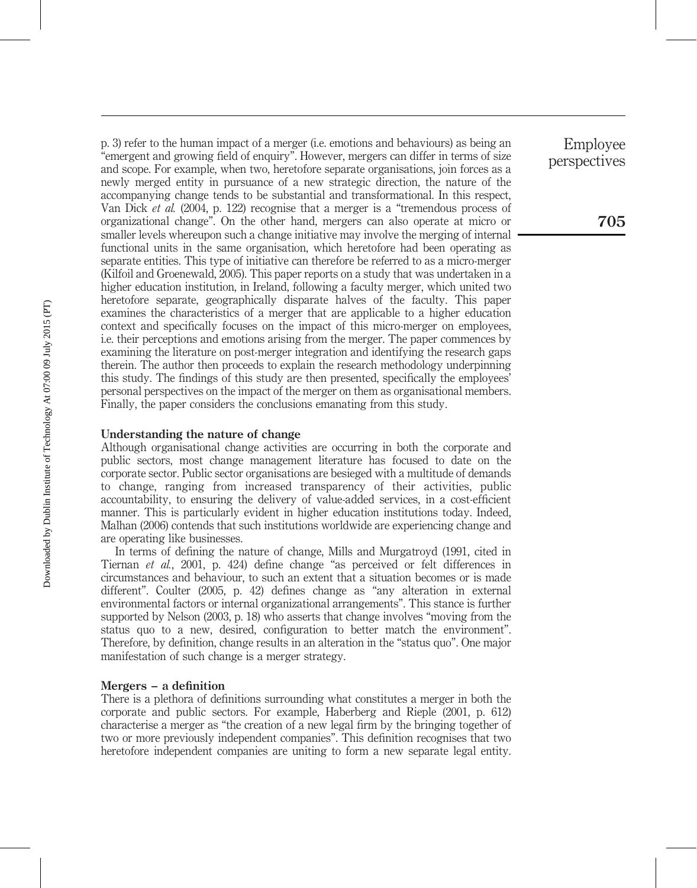p. 3) refer to the human impact of a merger (i.e. emotions and behaviours) as being an "emergent and growing field of enquiry". However, mergers can differ in terms of size and scope. For example, when two, heretofore separate organisations, join forces as a newly merged entity in pursuance of a new strategic direction, the nature of the accompanying change tends to be substantial and transformational. In this respect, Van Dick *et al.* (2004, p. 122) recognise that a merger is a "tremendous process of organizational change". On the other hand, mergers can also operate at micro or smaller levels whereupon such a change initiative may involve the merging of internal functional units in the same organisation, which heretofore had been operating as separate entities. This type of initiative can therefore be referred to as a micro-merger (Kilfoil and Groenewald, 2005). This paper reports on a study that was undertaken in a higher education institution, in Ireland, following a faculty merger, which united two heretofore separate, geographically disparate halves of the faculty. This paper examines the characteristics of a merger that are applicable to a higher education context and specifically focuses on the impact of this micro-merger on employees, i.e. their perceptions and emotions arising from the merger. The paper commences by examining the literature on post-merger integration and identifying the research gaps therein. The author then proceeds to explain the research methodology underpinning this study. The findings of this study are then presented, specifically the employees' personal perspectives on the impact of the merger on them as organisational members. Finally, the paper considers the conclusions emanating from this study.

## Understanding the nature of change

Although organisational change activities are occurring in both the corporate and public sectors, most change management literature has focused to date on the corporate sector. Public sector organisations are besieged with a multitude of demands to change, ranging from increased transparency of their activities, public accountability, to ensuring the delivery of value-added services, in a cost-efficient manner. This is particularly evident in higher education institutions today. Indeed, Malhan (2006) contends that such institutions worldwide are experiencing change and are operating like businesses.

In terms of defining the nature of change, Mills and Murgatroyd (1991, cited in Tiernan *et al.*, 2001, p. 424) define change "as perceived or felt differences in circumstances and behaviour, to such an extent that a situation becomes or is made different". Coulter (2005, p. 42) defines change as "any alteration in external environmental factors or internal organizational arrangements". This stance is further supported by Nelson (2003, p. 18) who asserts that change involves "moving from the status quo to a new, desired, configuration to better match the environment". Therefore, by definition, change results in an alteration in the "status quo". One major manifestation of such change is a merger strategy.

## Mergers – a definition

There is a plethora of definitions surrounding what constitutes a merger in both the corporate and public sectors. For example, Haberberg and Rieple (2001, p. 612) characterise a merger as "the creation of a new legal firm by the bringing together of two or more previously independent companies". This definition recognises that two heretofore independent companies are uniting to form a new separate legal entity.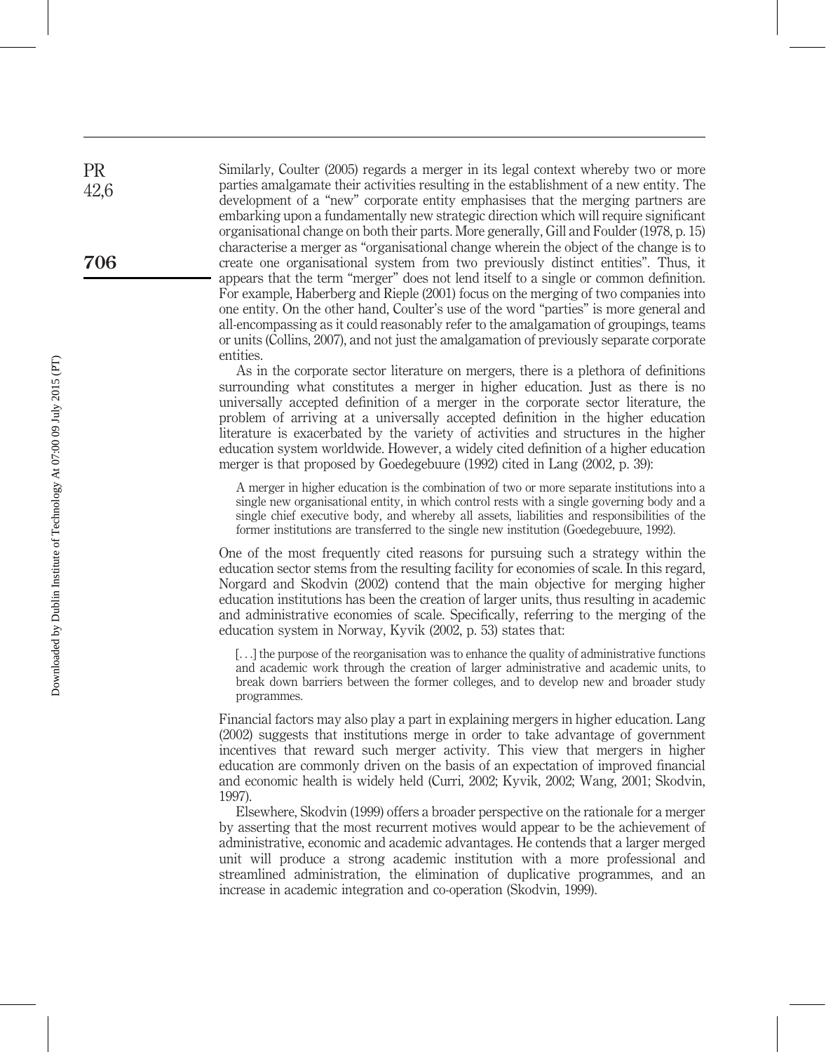Similarly, Coulter (2005) regards a merger in its legal context whereby two or more parties amalgamate their activities resulting in the establishment of a new entity. The development of a "new" corporate entity emphasises that the merging partners are embarking upon a fundamentally new strategic direction which will require significant organisational change on both their parts. More generally, Gill and Foulder (1978, p. 15) characterise a merger as "organisational change wherein the object of the change is to create one organisational system from two previously distinct entities". Thus, it appears that the term "merger" does not lend itself to a single or common definition. For example, Haberberg and Rieple (2001) focus on the merging of two companies into one entity. On the other hand, Coulter's use of the word "parties" is more general and all-encompassing as it could reasonably refer to the amalgamation of groupings, teams or units (Collins, 2007), and not just the amalgamation of previously separate corporate entities.

As in the corporate sector literature on mergers, there is a plethora of definitions surrounding what constitutes a merger in higher education. Just as there is no universally accepted definition of a merger in the corporate sector literature, the problem of arriving at a universally accepted definition in the higher education literature is exacerbated by the variety of activities and structures in the higher education system worldwide. However, a widely cited definition of a higher education merger is that proposed by Goedegebuure (1992) cited in Lang (2002, p. 39):

> A merger in higher education is the combination of two or more separate institutions into a single new organisational entity, in which control rests with a single governing body and a single chief executive body, and whereby all assets, liabilities and responsibilities of the former institutions are transferred to the single new institution (Goedegebuure, 1992).

One of the most frequently cited reasons for pursuing such a strategy within the education sector stems from the resulting facility for economies of scale. In this regard, Norgard and Skodvin (2002) contend that the main objective for merging higher education institutions has been the creation of larger units, thus resulting in academic and administrative economies of scale. Specifically, referring to the merging of the education system in Norway, Kyvik (2002, p. 53) states that:

> [...] the purpose of the reorganisation was to enhance the quality of administrative functions and academic work through the creation of larger administrative and academic units, to break down barriers between the former colleges, and to develop new and broader study programmes.

Financial factors may also play a part in explaining mergers in higher education. Lang (2002) suggests that institutions merge in order to take advantage of government incentives that reward such merger activity. This view that mergers in higher education are commonly driven on the basis of an expectation of improved financial and economic health is widely held (Curri, 2002; Kyvik, 2002; Wang, 2001; Skodvin, 1997).

Elsewhere, Skodvin (1999) offers a broader perspective on the rationale for a merger by asserting that the most recurrent motives would appear to be the achievement of administrative, economic and academic advantages. He contends that a larger merged unit will produce a strong academic institution with a more professional and streamlined administration, the elimination of duplicative programmes, and an increase in academic integration and co-operation (Skodvin, 1999).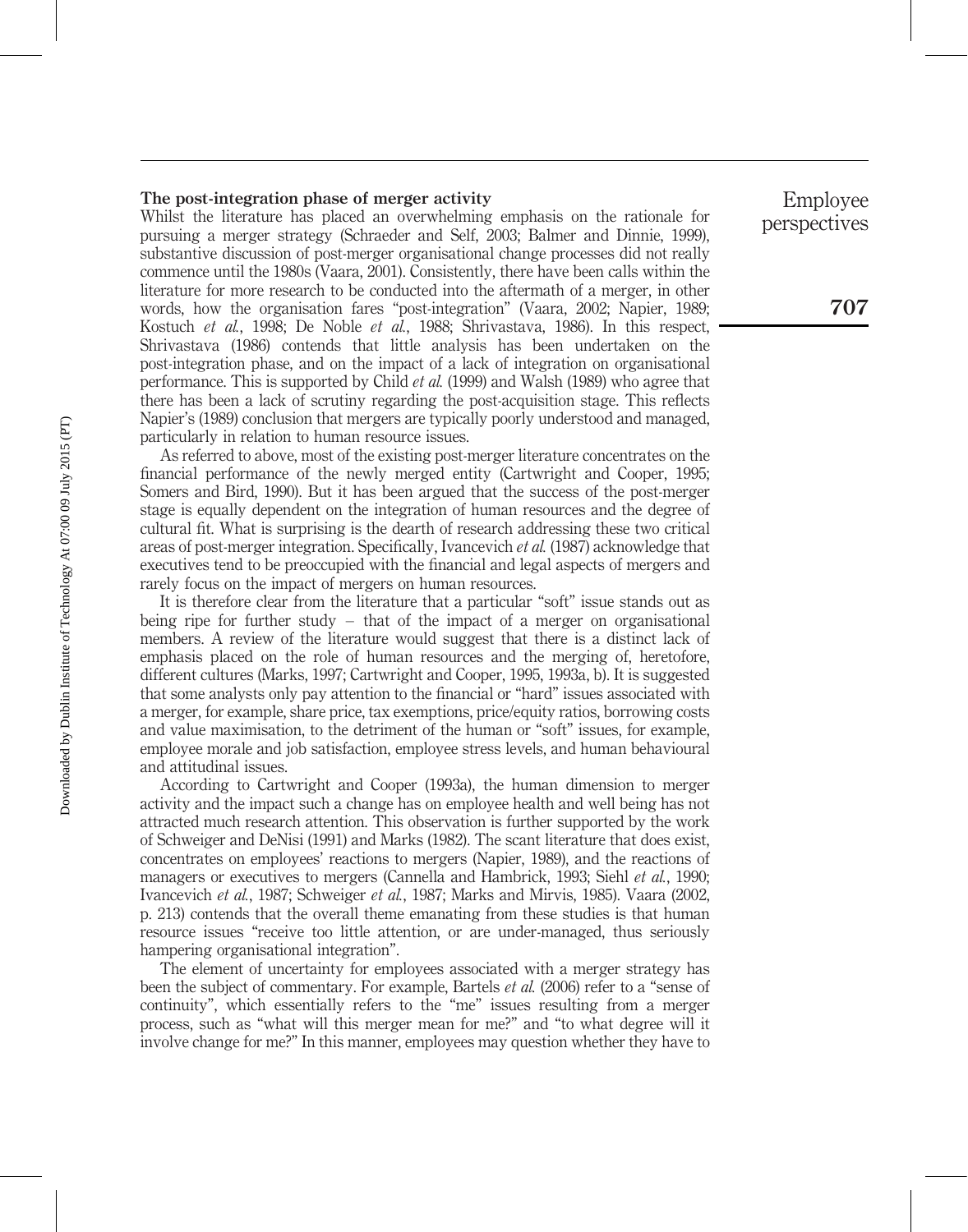### The post-integration phase of merger activity

Whilst the literature has placed an overwhelming emphasis on the rationale for pursuing a merger strategy (Schraeder and Self, 2003; Balmer and Dinnie, 1999), substantive discussion of post-merger organisational change processes did not really commence until the 1980s (Vaara, 2001). Consistently, there have been calls within the literature for more research to be conducted into the aftermath of a merger, in other words, how the organisation fares "post-integration" (Vaara, 2002; Napier, 1989; Kostuch *et al.*, 1998; De Noble *et al.*, 1988; Shrivastava, 1986). In this respect, Shrivastava (1986) contends that little analysis has been undertaken on the post-integration phase, and on the impact of a lack of integration on organisational performance. This is supported by Child *et al.* (1999) and Walsh (1989) who agree that there has been a lack of scrutiny regarding the post-acquisition stage. This reflects Napier's (1989) conclusion that mergers are typically poorly understood and managed, particularly in relation to human resource issues.

As referred to above, most of the existing post-merger literature concentrates on the financial performance of the newly merged entity (Cartwright and Cooper, 1995; Somers and Bird, 1990). But it has been argued that the success of the post-merger stage is equally dependent on the integration of human resources and the degree of cultural fit. What is surprising is the dearth of research addressing these two critical areas of post-merger integration. Specifically, Ivancevich *et al.* (1987) acknowledge that executives tend to be preoccupied with the financial and legal aspects of mergers and rarely focus on the impact of mergers on human resources.

It is therefore clear from the literature that a particular "soft" issue stands out as being ripe for further study – that of the impact of a merger on organisational members. A review of the literature would suggest that there is a distinct lack of emphasis placed on the role of human resources and the merging of, heretofore, different cultures (Marks, 1997; Cartwright and Cooper, 1995, 1993a, b). It is suggested that some analysts only pay attention to the financial or "hard" issues associated with a merger, for example, share price, tax exemptions, price/equity ratios, borrowing costs and value maximisation, to the detriment of the human or "soft" issues, for example, employee morale and job satisfaction, employee stress levels, and human behavioural and attitudinal issues.

According to Cartwright and Cooper (1993a), the human dimension to merger activity and the impact such a change has on employee health and well being has not attracted much research attention. This observation is further supported by the work of Schweiger and DeNisi (1991) and Marks (1982). The scant literature that does exist, concentrates on employees' reactions to mergers (Napier, 1989), and the reactions of managers or executives to mergers (Cannella and Hambrick, 1993; Siehl *et al.*, 1990; Ivancevich *et al.*, 1987; Schweiger *et al.*, 1987; Marks and Mirvis, 1985). Vaara (2002, p. 213) contends that the overall theme emanating from these studies is that human resource issues "receive too little attention, or are under-managed, thus seriously hampering organisational integration".

The element of uncertainty for employees associated with a merger strategy has been the subject of commentary. For example, Bartels *et al.* (2006) refer to a "sense of continuity", which essentially refers to the "me" issues resulting from a merger process, such as "what will this merger mean for me?" and "to what degree will it involve change for me?" In this manner, employees may question whether they have to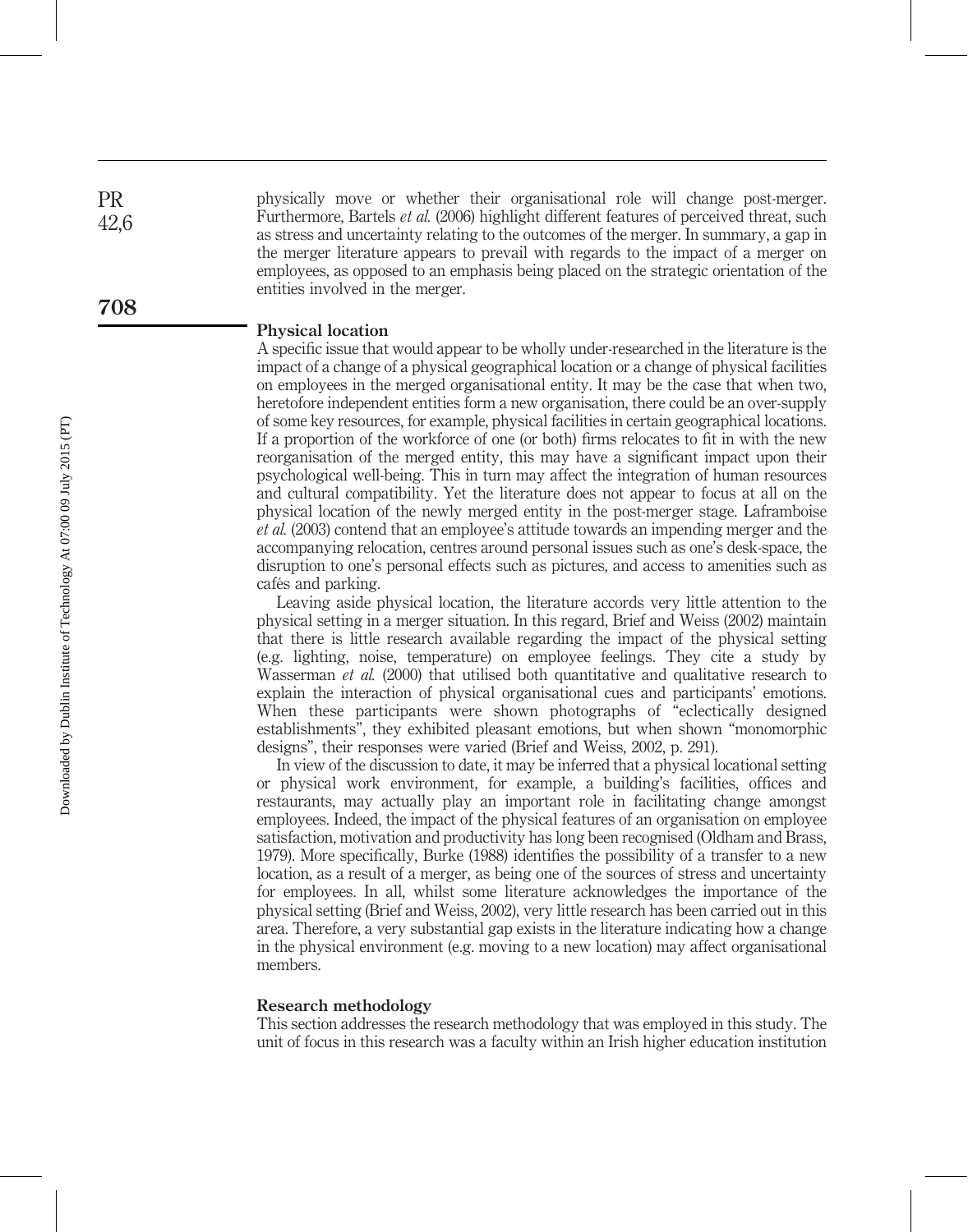physically move or whether their organisational role will change post-merger. Furthermore, Bartels *et al.* (2006) highlight different features of perceived threat, such as stress and uncertainty relating to the outcomes of the merger. In summary, a gap in the merger literature appears to prevail with regards to the impact of a merger on employees, as opposed to an emphasis being placed on the strategic orientation of the entities involved in the merger.

## Physical location

A specific issue that would appear to be wholly under-researched in the literature is the impact of a change of a physical geographical location or a change of physical facilities on employees in the merged organisational entity. It may be the case that when two, heretofore independent entities form a new organisation, there could be an over-supply of some key resources, for example, physical facilities in certain geographical locations. If a proportion of the workforce of one (or both) firms relocates to fit in with the new reorganisation of the merged entity, this may have a significant impact upon their psychological well-being. This in turn may affect the integration of human resources and cultural compatibility. Yet the literature does not appear to focus at all on the physical location of the newly merged entity in the post-merger stage. Laframboise *et al.* (2003) contend that an employee's attitude towards an impending merger and the accompanying relocation, centres around personal issues such as one's desk-space, the disruption to one's personal effects such as pictures, and access to amenities such as cafés and parking.

Leaving aside physical location, the literature accords very little attention to the physical setting in a merger situation. In this regard, Brief and Weiss (2002) maintain that there is little research available regarding the impact of the physical setting (e.g. lighting, noise, temperature) on employee feelings. They cite a study by Wasserman *et al.* (2000) that utilised both quantitative and qualitative research to explain the interaction of physical organisational cues and participants' emotions. When these participants were shown photographs of "eclectically designed establishments", they exhibited pleasant emotions, but when shown "monomorphic designs", their responses were varied (Brief and Weiss, 2002, p. 291).

In view of the discussion to date, it may be inferred that a physical locational setting or physical work environment, for example, a building's facilities, offices and restaurants, may actually play an important role in facilitating change amongst employees. Indeed, the impact of the physical features of an organisation on employee satisfaction, motivation and productivity has long been recognised (Oldham and Brass, 1979). More specifically, Burke (1988) identifies the possibility of a transfer to a new location, as a result of a merger, as being one of the sources of stress and uncertainty for employees. In all, whilst some literature acknowledges the importance of the physical setting (Brief and Weiss, 2002), very little research has been carried out in this area. Therefore, a very substantial gap exists in the literature indicating how a change in the physical environment (e.g. moving to a new location) may affect organisational members.

## Research methodology

This section addresses the research methodology that was employed in this study. The unit of focus in this research was a faculty within an Irish higher education institution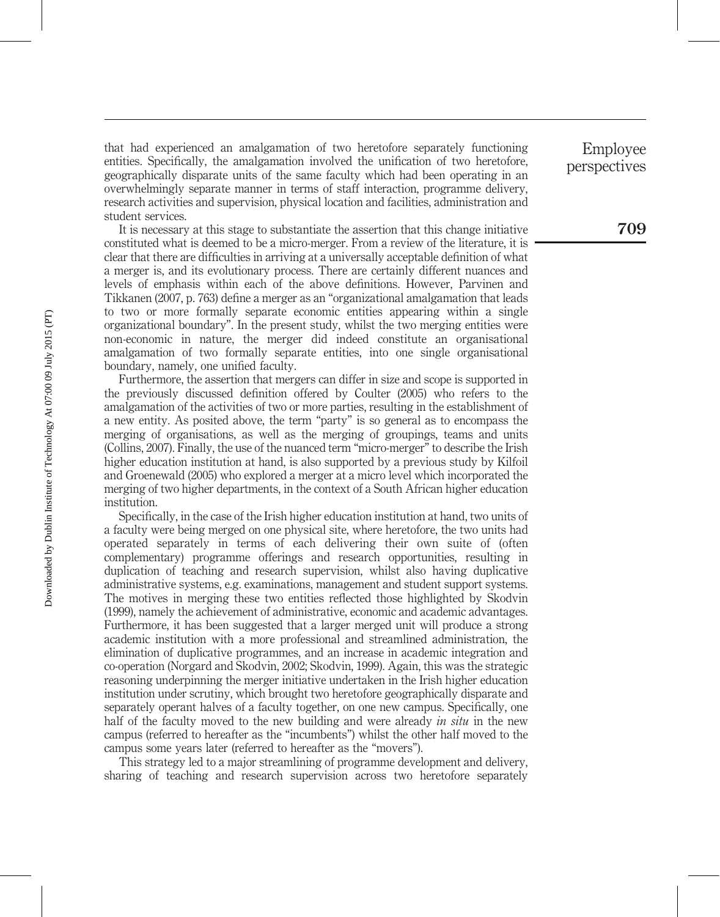that had experienced an amalgamation of two heretofore separately functioning entities. Specifically, the amalgamation involved the unification of two heretofore, geographically disparate units of the same faculty which had been operating in an overwhelmingly separate manner in terms of staff interaction, programme delivery, research activities and supervision, physical location and facilities, administration and student services.

It is necessary at this stage to substantiate the assertion that this change initiative constituted what is deemed to be a micro-merger. From a review of the literature, it is clear that there are difficulties in arriving at a universally acceptable definition of what a merger is, and its evolutionary process. There are certainly different nuances and levels of emphasis within each of the above definitions. However, Parvinen and Tikkanen (2007, p. 763) define a merger as an "organizational amalgamation that leads to two or more formally separate economic entities appearing within a single organizational boundary". In the present study, whilst the two merging entities were non-economic in nature, the merger did indeed constitute an organisational amalgamation of two formally separate entities, into one single organisational boundary, namely, one unified faculty.

Furthermore, the assertion that mergers can differ in size and scope is supported in the previously discussed definition offered by Coulter (2005) who refers to the amalgamation of the activities of two or more parties, resulting in the establishment of a new entity. As posited above, the term "party" is so general as to encompass the merging of organisations, as well as the merging of groupings, teams and units (Collins, 2007). Finally, the use of the nuanced term "micro-merger" to describe the Irish higher education institution at hand, is also supported by a previous study by Kilfoil and Groenewald (2005) who explored a merger at a micro level which incorporated the merging of two higher departments, in the context of a South African higher education institution.

Specifically, in the case of the Irish higher education institution at hand, two units of a faculty were being merged on one physical site, where heretofore, the two units had operated separately in terms of each delivering their own suite of (often complementary) programme offerings and research opportunities, resulting in duplication of teaching and research supervision, whilst also having duplicative administrative systems, e.g. examinations, management and student support systems. The motives in merging these two entities reflected those highlighted by Skodvin (1999), namely the achievement of administrative, economic and academic advantages. Furthermore, it has been suggested that a larger merged unit will produce a strong academic institution with a more professional and streamlined administration, the elimination of duplicative programmes, and an increase in academic integration and co-operation (Norgard and Skodvin, 2002; Skodvin, 1999). Again, this was the strategic reasoning underpinning the merger initiative undertaken in the Irish higher education institution under scrutiny, which brought two heretofore geographically disparate and separately operant halves of a faculty together, on one new campus. Specifically, one half of the faculty moved to the new building and were already *in situ* in the new campus (referred to hereafter as the "incumbents") whilst the other half moved to the campus some years later (referred to hereafter as the "movers").

This strategy led to a major streamlining of programme development and delivery, sharing of teaching and research supervision across two heretofore separately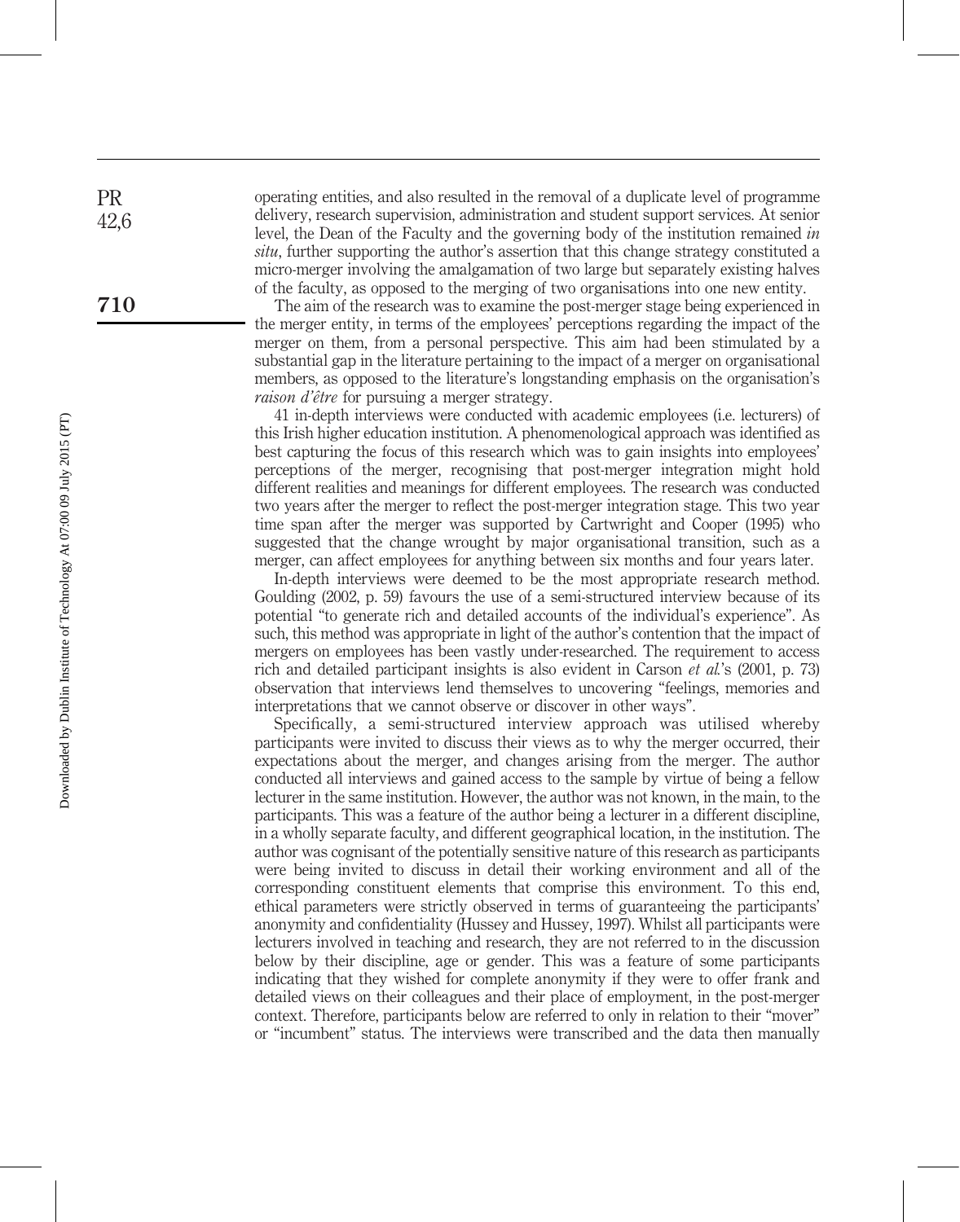operating entities, and also resulted in the removal of a duplicate level of programme delivery, research supervision, administration and student support services. At senior level, the Dean of the Faculty and the governing body of the institution remained *in situ*, further supporting the author's assertion that this change strategy constituted a micro-merger involving the amalgamation of two large but separately existing halves of the faculty, as opposed to the merging of two organisations into one new entity.

The aim of the research was to examine the post-merger stage being experienced in the merger entity, in terms of the employees' perceptions regarding the impact of the merger on them, from a personal perspective. This aim had been stimulated by a substantial gap in the literature pertaining to the impact of a merger on organisational members, as opposed to the literature's longstanding emphasis on the organisation's *raison d'être* for pursuing a merger strategy.

41 in-depth interviews were conducted with academic employees (i.e. lecturers) of this Irish higher education institution. A phenomenological approach was identified as best capturing the focus of this research which was to gain insights into employees' perceptions of the merger, recognising that post-merger integration might hold different realities and meanings for different employees. The research was conducted two years after the merger to reflect the post-merger integration stage. This two year time span after the merger was supported by Cartwright and Cooper (1995) who suggested that the change wrought by major organisational transition, such as a merger, can affect employees for anything between six months and four years later.

In-depth interviews were deemed to be the most appropriate research method. Goulding (2002, p. 59) favours the use of a semi-structured interview because of its potential "to generate rich and detailed accounts of the individual's experience". As such, this method was appropriate in light of the author's contention that the impact of mergers on employees has been vastly under-researched. The requirement to access rich and detailed participant insights is also evident in Carson *et al.*'s (2001, p. 73) observation that interviews lend themselves to uncovering "feelings, memories and interpretations that we cannot observe or discover in other ways".

Specifically, a semi-structured interview approach was utilised whereby participants were invited to discuss their views as to why the merger occurred, their expectations about the merger, and changes arising from the merger. The author conducted all interviews and gained access to the sample by virtue of being a fellow lecturer in the same institution. However, the author was not known, in the main, to the participants. This was a feature of the author being a lecturer in a different discipline, in a wholly separate faculty, and different geographical location, in the institution. The author was cognisant of the potentially sensitive nature of this research as participants were being invited to discuss in detail their working environment and all of the corresponding constituent elements that comprise this environment. To this end, ethical parameters were strictly observed in terms of guaranteeing the participants' anonymity and confidentiality (Hussey and Hussey, 1997). Whilst all participants were lecturers involved in teaching and research, they are not referred to in the discussion below by their discipline, age or gender. This was a feature of some participants indicating that they wished for complete anonymity if they were to offer frank and detailed views on their colleagues and their place of employment, in the post-merger context. Therefore, participants below are referred to only in relation to their "mover" or "incumbent" status. The interviews were transcribed and the data then manually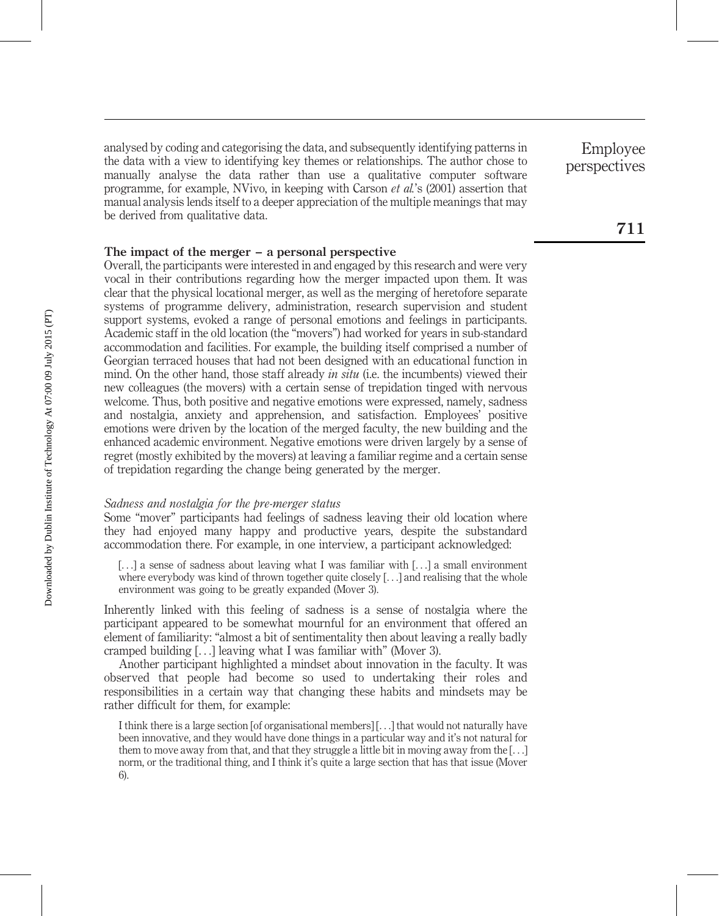analysed by coding and categorising the data, and subsequently identifying patterns in the data with a view to identifying key themes or relationships. The author chose to manually analyse the data rather than use a qualitative computer software programme, for example, NVivo, in keeping with Carson *et al.*'s (2001) assertion that manual analysis lends itself to a deeper appreciation of the multiple meanings that may be derived from qualitative data.

## The impact of the merger – a personal perspective

Overall, the participants were interested in and engaged by this research and were very vocal in their contributions regarding how the merger impacted upon them. It was clear that the physical locational merger, as well as the merging of heretofore separate systems of programme delivery, administration, research supervision and student support systems, evoked a range of personal emotions and feelings in participants. Academic staff in the old location (the "movers") had worked for years in sub-standard accommodation and facilities. For example, the building itself comprised a number of Georgian terraced houses that had not been designed with an educational function in mind. On the other hand, those staff already *in situ* (i.e. the incumbents) viewed their new colleagues (the movers) with a certain sense of trepidation tinged with nervous welcome. Thus, both positive and negative emotions were expressed, namely, sadness and nostalgia, anxiety and apprehension, and satisfaction. Employees' positive emotions were driven by the location of the merged faculty, the new building and the enhanced academic environment. Negative emotions were driven largely by a sense of regret (mostly exhibited by the movers) at leaving a familiar regime and a certain sense of trepidation regarding the change being generated by the merger.

### *Sadness and nostalgia for the pre-merger status*

Some "mover" participants had feelings of sadness leaving their old location where they had enjoyed many happy and productive years, despite the substandard accommodation there. For example, in one interview, a participant acknowledged:

> [. . .] a sense of sadness about leaving what I was familiar with [. . .] a small environment where everybody was kind of thrown together quite closely [. . .] and realising that the whole environment was going to be greatly expanded (Mover 3).

Inherently linked with this feeling of sadness is a sense of nostalgia where the participant appeared to be somewhat mournful for an environment that offered an element of familiarity: "almost a bit of sentimentality then about leaving a really badly cramped building [. . .] leaving what I was familiar with" (Mover 3).

Another participant highlighted a mindset about innovation in the faculty. It was observed that people had become so used to undertaking their roles and responsibilities in a certain way that changing these habits and mindsets may be rather difficult for them, for example:

> I think there is a large section [of organisational members] [. . .] that would not naturally have been innovative, and they would have done things in a particular way and it's not natural for them to move away from that, and that they struggle a little bit in moving away from the [. . .] norm, or the traditional thing, and I think it's quite a large section that has that issue (Mover 6).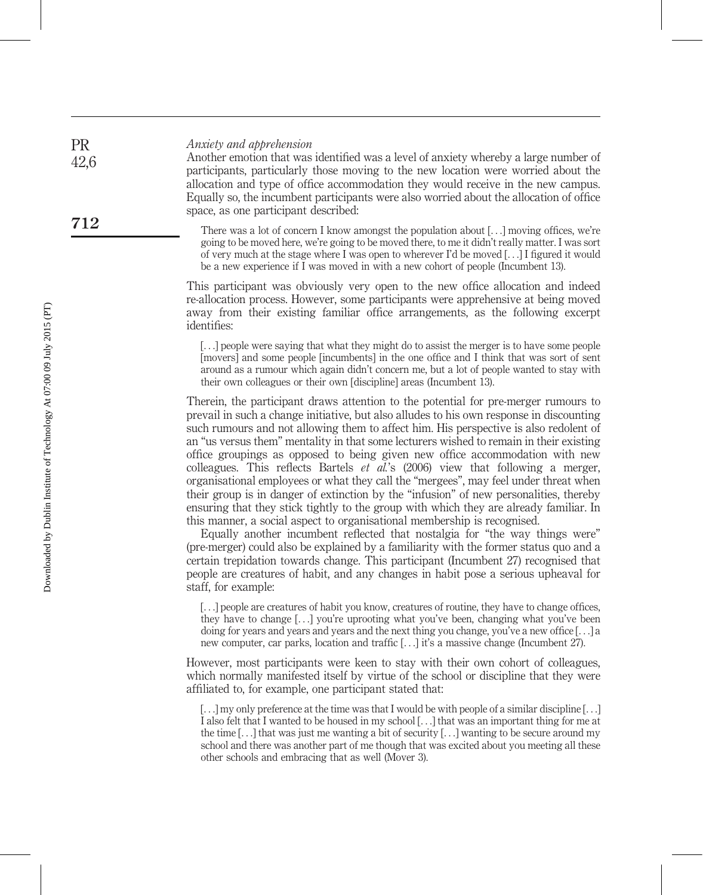### *Anxiety and apprehension*

Another emotion that was identified was a level of anxiety whereby a large number of participants, particularly those moving to the new location were worried about the allocation and type of office accommodation they would receive in the new campus. Equally so, the incumbent participants were also worried about the allocation of office space, as one participant described:

> There was a lot of concern I know amongst the population about […] moving offices, we're going to be moved here, we're going to be moved there, to me it didn't really matter. I was sort of very much at the stage where I was open to wherever I'd be moved […] I figured it would be a new experience if I was moved in with a new cohort of people (Incumbent 13).

This participant was obviously very open to the new office allocation and indeed re-allocation process. However, some participants were apprehensive at being moved away from their existing familiar office arrangements, as the following excerpt identifies:

> […] people were saying that what they might do to assist the merger is to have some people [movers] and some people [incumbents] in the one office and I think that was sort of sent around as a rumour which again didn't concern me, but a lot of people wanted to stay with their own colleagues or their own [discipline] areas (Incumbent 13).

Therein, the participant draws attention to the potential for pre-merger rumours to prevail in such a change initiative, but also alludes to his own response in discounting such rumours and not allowing them to affect him. His perspective is also redolent of an "us versus them" mentality in that some lecturers wished to remain in their existing office groupings as opposed to being given new office accommodation with new colleagues. This reflects Bartels *et al.*'s (2006) view that following a merger, organisational employees or what they call the "mergees", may feel under threat when their group is in danger of extinction by the "infusion" of new personalities, thereby ensuring that they stick tightly to the group with which they are already familiar. In this manner, a social aspect to organisational membership is recognised.

Equally another incumbent reflected that nostalgia for "the way things were" (pre-merger) could also be explained by a familiarity with the former status quo and a certain trepidation towards change. This participant (Incumbent 27) recognised that people are creatures of habit, and any changes in habit pose a serious upheaval for staff, for example:

> […] people are creatures of habit you know, creatures of routine, they have to change offices, they have to change […] you're uprooting what you've been, changing what you've been doing for years and years and years and the next thing you change, you've a new office […] a new computer, car parks, location and traffic […] it's a massive change (Incumbent 27).

However, most participants were keen to stay with their own cohort of colleagues, which normally manifested itself by virtue of the school or discipline that they were affiliated to, for example, one participant stated that:

> […] my only preference at the time was that I would be with people of a similar discipline […] I also felt that I wanted to be housed in my school […] that was an important thing for me at the time […] that was just me wanting a bit of security […] wanting to be secure around my school and there was another part of me though that was excited about you meeting all these other schools and embracing that as well (Mover 3).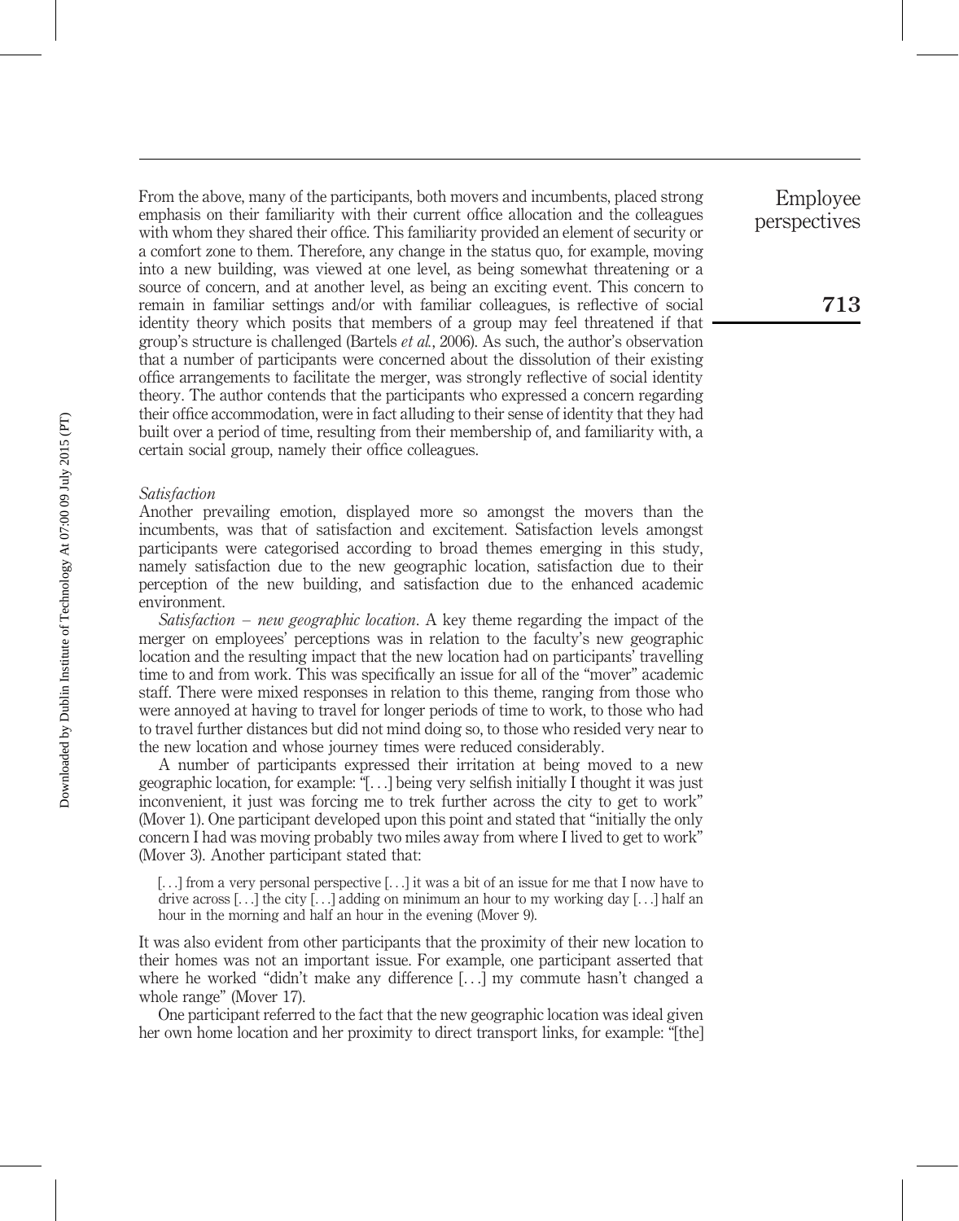From the above, many of the participants, both movers and incumbents, placed strong emphasis on their familiarity with their current office allocation and the colleagues with whom they shared their office. This familiarity provided an element of security or a comfort zone to them. Therefore, any change in the status quo, for example, moving into a new building, was viewed at one level, as being somewhat threatening or a source of concern, and at another level, as being an exciting event. This concern to remain in familiar settings and/or with familiar colleagues, is reflective of social identity theory which posits that members of a group may feel threatened if that group's structure is challenged (Bartels *et al.*, 2006). As such, the author's observation that a number of participants were concerned about the dissolution of their existing office arrangements to facilitate the merger, was strongly reflective of social identity theory. The author contends that the participants who expressed a concern regarding their office accommodation, were in fact alluding to their sense of identity that they had built over a period of time, resulting from their membership of, and familiarity with, a certain social group, namely their office colleagues.

*Satisfaction*

Another prevailing emotion, displayed more so amongst the movers than the incumbents, was that of satisfaction and excitement. Satisfaction levels amongst participants were categorised according to broad themes emerging in this study, namely satisfaction due to the new geographic location, satisfaction due to their perception of the new building, and satisfaction due to the enhanced academic environment.

*Satisfaction – new geographic location*. A key theme regarding the impact of the merger on employees' perceptions was in relation to the faculty's new geographic location and the resulting impact that the new location had on participants' travelling time to and from work. This was specifically an issue for all of the "mover" academic staff. There were mixed responses in relation to this theme, ranging from those who were annoyed at having to travel for longer periods of time to work, to those who had to travel further distances but did not mind doing so, to those who resided very near to the new location and whose journey times were reduced considerably.

A number of participants expressed their irritation at being moved to a new geographic location, for example: "[…] being very selfish initially I thought it was just inconvenient, it just was forcing me to trek further across the city to get to work" (Mover 1). One participant developed upon this point and stated that "initially the only concern I had was moving probably two miles away from where I lived to get to work" (Mover 3). Another participant stated that:

> […] from a very personal perspective […] it was a bit of an issue for me that I now have to drive across […] the city […] adding on minimum an hour to my working day […] half an hour in the morning and half an hour in the evening (Mover 9).

It was also evident from other participants that the proximity of their new location to their homes was not an important issue. For example, one participant asserted that where he worked "didn't make any difference […] my commute hasn't changed a whole range" (Mover 17).

One participant referred to the fact that the new geographic location was ideal given her own home location and her proximity to direct transport links, for example: "[the]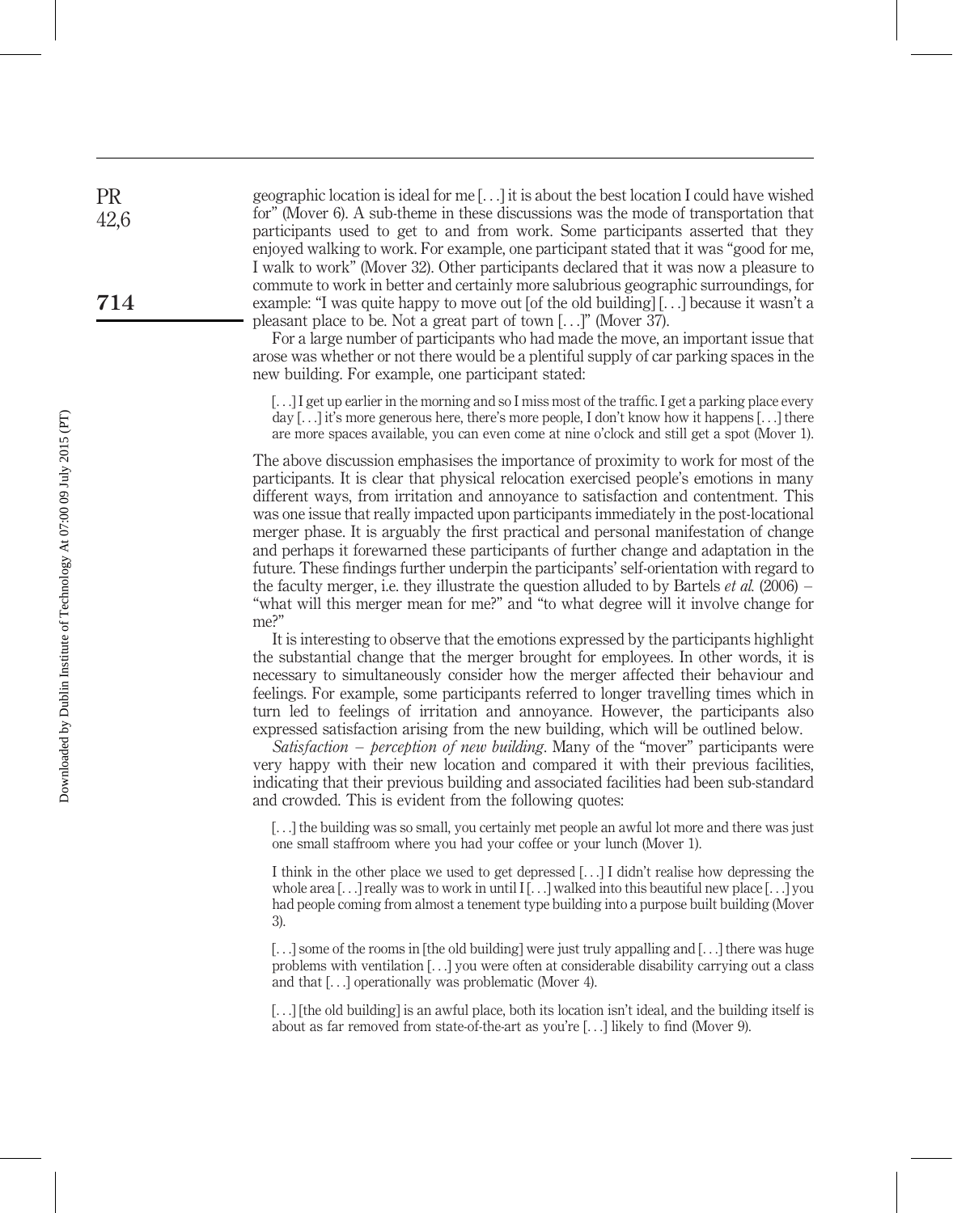geographic location is ideal for me […] it is about the best location I could have wished for" (Mover 6). A sub-theme in these discussions was the mode of transportation that participants used to get to and from work. Some participants asserted that they enjoyed walking to work. For example, one participant stated that it was "good for me, I walk to work" (Mover 32). Other participants declared that it was now a pleasure to commute to work in better and certainly more salubrious geographic surroundings, for example: "I was quite happy to move out [of the old building] […] because it wasn't a pleasant place to be. Not a great part of town […]" (Mover 37).

For a large number of participants who had made the move, an important issue that arose was whether or not there would be a plentiful supply of car parking spaces in the new building. For example, one participant stated:

> […] I get up earlier in the morning and so I miss most of the traffic. I get a parking place every day […] it's more generous here, there's more people, I don't know how it happens […] there are more spaces available, you can even come at nine o'clock and still get a spot (Mover 1).

The above discussion emphasises the importance of proximity to work for most of the participants. It is clear that physical relocation exercised people's emotions in many different ways, from irritation and annoyance to satisfaction and contentment. This was one issue that really impacted upon participants immediately in the post-locational merger phase. It is arguably the first practical and personal manifestation of change and perhaps it forewarned these participants of further change and adaptation in the future. These findings further underpin the participants' self-orientation with regard to the faculty merger, i.e. they illustrate the question alluded to by Bartels *et al.* (2006) – "what will this merger mean for me?" and "to what degree will it involve change for me?"

It is interesting to observe that the emotions expressed by the participants highlight the substantial change that the merger brought for employees. In other words, it is necessary to simultaneously consider how the merger affected their behaviour and feelings. For example, some participants referred to longer travelling times which in turn led to feelings of irritation and annoyance. However, the participants also expressed satisfaction arising from the new building, which will be outlined below.

*Satisfaction – perception of new building*. Many of the "mover" participants were very happy with their new location and compared it with their previous facilities, indicating that their previous building and associated facilities had been sub-standard and crowded. This is evident from the following quotes:

> […] the building was so small, you certainly met people an awful lot more and there was just one small staffroom where you had your coffee or your lunch (Mover 1).

> I think in the other place we used to get depressed […] I didn't realise how depressing the whole area […] really was to work in until I […] walked into this beautiful new place […] you had people coming from almost a tenement type building into a purpose built building (Mover 3).

> […] some of the rooms in [the old building] were just truly appalling and […] there was huge problems with ventilation […] you were often at considerable disability carrying out a class and that […] operationally was problematic (Mover 4).

> […] [the old building] is an awful place, both its location isn't ideal, and the building itself is about as far removed from state-of-the-art as you're […] likely to find (Mover 9).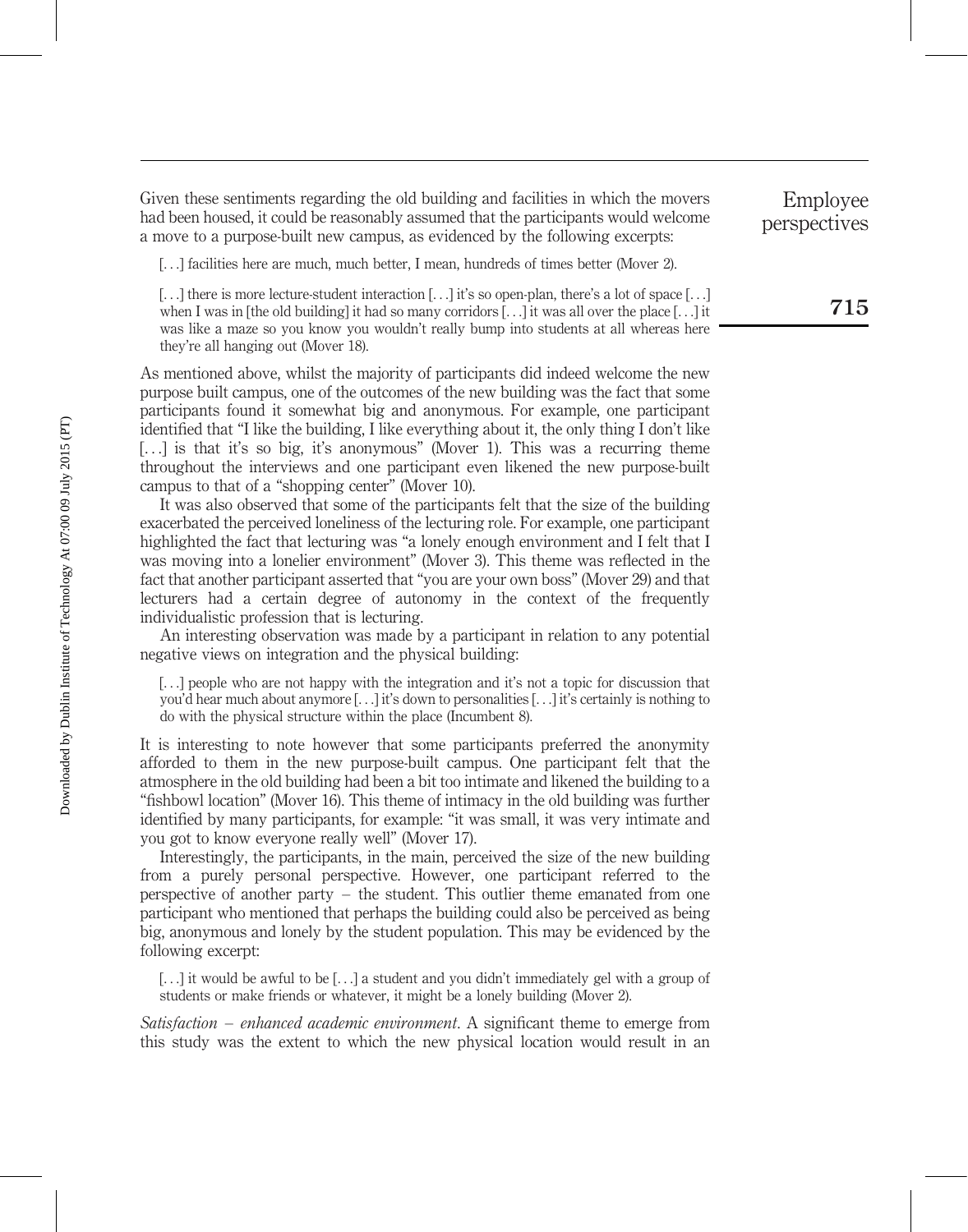Given these sentiments regarding the old building and facilities in which the movers had been housed, it could be reasonably assumed that the participants would welcome a move to a purpose-built new campus, as evidenced by the following excerpts:

> [. . .] facilities here are much, much better, I mean, hundreds of times better (Mover 2).

> [. . .] there is more lecture-student interaction [. . .] it's so open-plan, there's a lot of space [. . .] when I was in [the old building] it had so many corridors [. . .] it was all over the place [. . .] it was like a maze so you know you wouldn't really bump into students at all whereas here they're all hanging out (Mover 18).

As mentioned above, whilst the majority of participants did indeed welcome the new purpose built campus, one of the outcomes of the new building was the fact that some participants found it somewhat big and anonymous. For example, one participant identified that "I like the building, I like everything about it, the only thing I don't like [. . .] is that it's so big, it's anonymous" (Mover 1). This was a recurring theme throughout the interviews and one participant even likened the new purpose-built campus to that of a "shopping center" (Mover 10).

It was also observed that some of the participants felt that the size of the building exacerbated the perceived loneliness of the lecturing role. For example, one participant highlighted the fact that lecturing was "a lonely enough environment and I felt that I was moving into a lonelier environment" (Mover 3). This theme was reflected in the fact that another participant asserted that "you are your own boss" (Mover 29) and that lecturers had a certain degree of autonomy in the context of the frequently individualistic profession that is lecturing.

An interesting observation was made by a participant in relation to any potential negative views on integration and the physical building:

> [. . .] people who are not happy with the integration and it's not a topic for discussion that you'd hear much about anymore [. . .] it's down to personalities [. . .] it's certainly is nothing to do with the physical structure within the place (Incumbent 8).

It is interesting to note however that some participants preferred the anonymity afforded to them in the new purpose-built campus. One participant felt that the atmosphere in the old building had been a bit too intimate and likened the building to a "fishbowl location" (Mover 16). This theme of intimacy in the old building was further identified by many participants, for example: "it was small, it was very intimate and you got to know everyone really well" (Mover 17).

Interestingly, the participants, in the main, perceived the size of the new building from a purely personal perspective. However, one participant referred to the perspective of another party – the student. This outlier theme emanated from one participant who mentioned that perhaps the building could also be perceived as being big, anonymous and lonely by the student population. This may be evidenced by the following excerpt:

> [. . .] it would be awful to be [. . .] a student and you didn't immediately gel with a group of students or make friends or whatever, it might be a lonely building (Mover 2).

*Satisfaction – enhanced academic environment*. A significant theme to emerge from this study was the extent to which the new physical location would result in an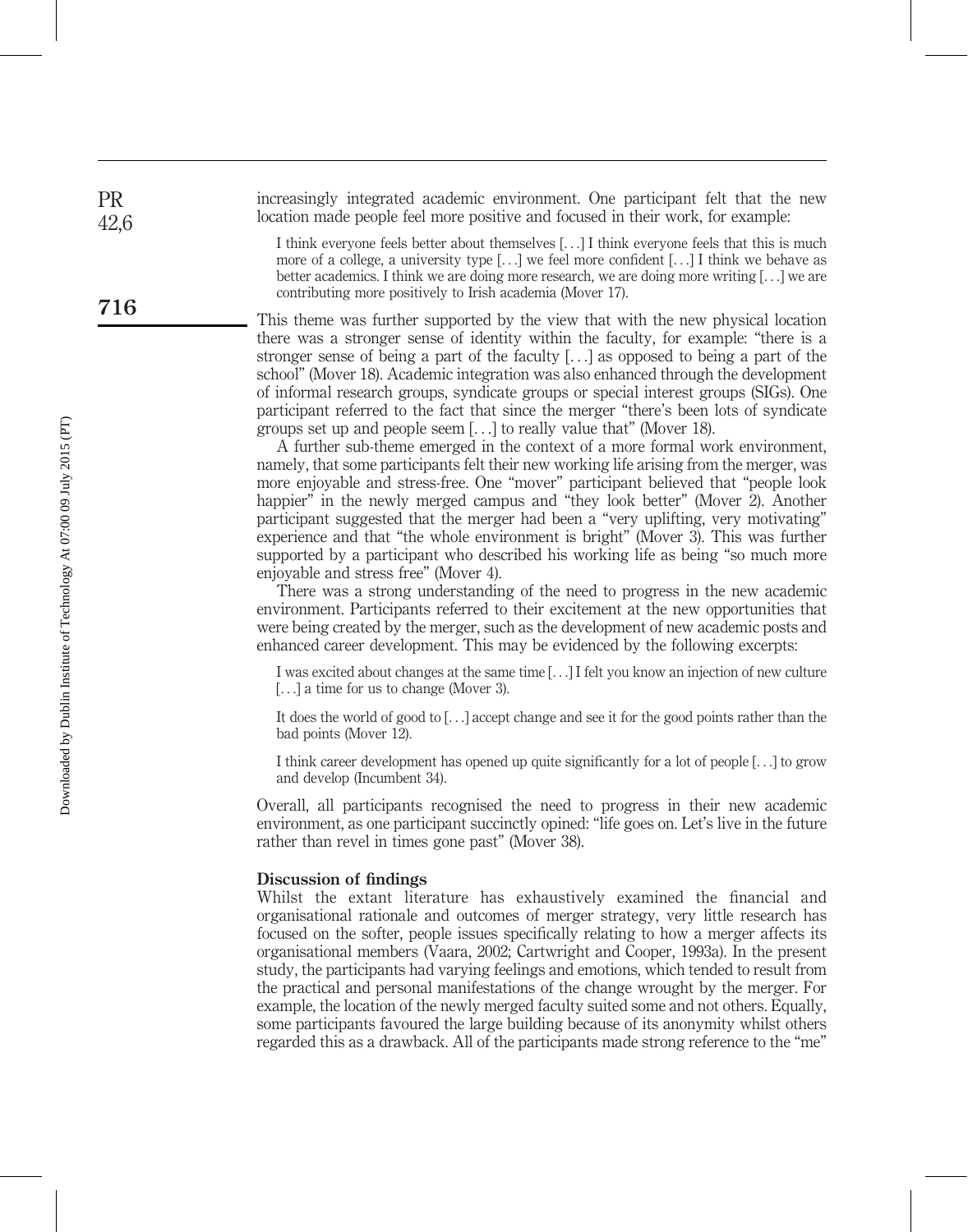increasingly integrated academic environment. One participant felt that the new location made people feel more positive and focused in their work, for example:

> I think everyone feels better about themselves [. . .] I think everyone feels that this is much more of a college, a university type [. . .] we feel more confident [. . .] I think we behave as better academics. I think we are doing more research, we are doing more writing [. . .] we are contributing more positively to Irish academia (Mover 17).

This theme was further supported by the view that with the new physical location there was a stronger sense of identity within the faculty, for example: "there is a stronger sense of being a part of the faculty [. . .] as opposed to being a part of the school" (Mover 18). Academic integration was also enhanced through the development of informal research groups, syndicate groups or special interest groups (SIGs). One participant referred to the fact that since the merger "there's been lots of syndicate groups set up and people seem [. . .] to really value that" (Mover 18).

A further sub-theme emerged in the context of a more formal work environment, namely, that some participants felt their new working life arising from the merger, was more enjoyable and stress-free. One "mover" participant believed that "people look happier" in the newly merged campus and "they look better" (Mover 2). Another participant suggested that the merger had been a "very uplifting, very motivating" experience and that "the whole environment is bright" (Mover 3). This was further supported by a participant who described his working life as being "so much more enjoyable and stress free" (Mover 4).

There was a strong understanding of the need to progress in the new academic environment. Participants referred to their excitement at the new opportunities that were being created by the merger, such as the development of new academic posts and enhanced career development. This may be evidenced by the following excerpts:

> I was excited about changes at the same time [. . .] I felt you know an injection of new culture [. . .] a time for us to change (Mover 3).

> It does the world of good to [. . .] accept change and see it for the good points rather than the bad points (Mover 12).

> I think career development has opened up quite significantly for a lot of people [. . .] to grow and develop (Incumbent 34).

Overall, all participants recognised the need to progress in their new academic environment, as one participant succinctly opined: "life goes on. Let's live in the future rather than revel in times gone past" (Mover 38).

## Discussion of findings

Whilst the extant literature has exhaustively examined the financial and organisational rationale and outcomes of merger strategy, very little research has focused on the softer, people issues specifically relating to how a merger affects its organisational members (Vaara, 2002; Cartwright and Cooper, 1993a). In the present study, the participants had varying feelings and emotions, which tended to result from the practical and personal manifestations of the change wrought by the merger. For example, the location of the newly merged faculty suited some and not others. Equally, some participants favoured the large building because of its anonymity whilst others regarded this as a drawback. All of the participants made strong reference to the "me"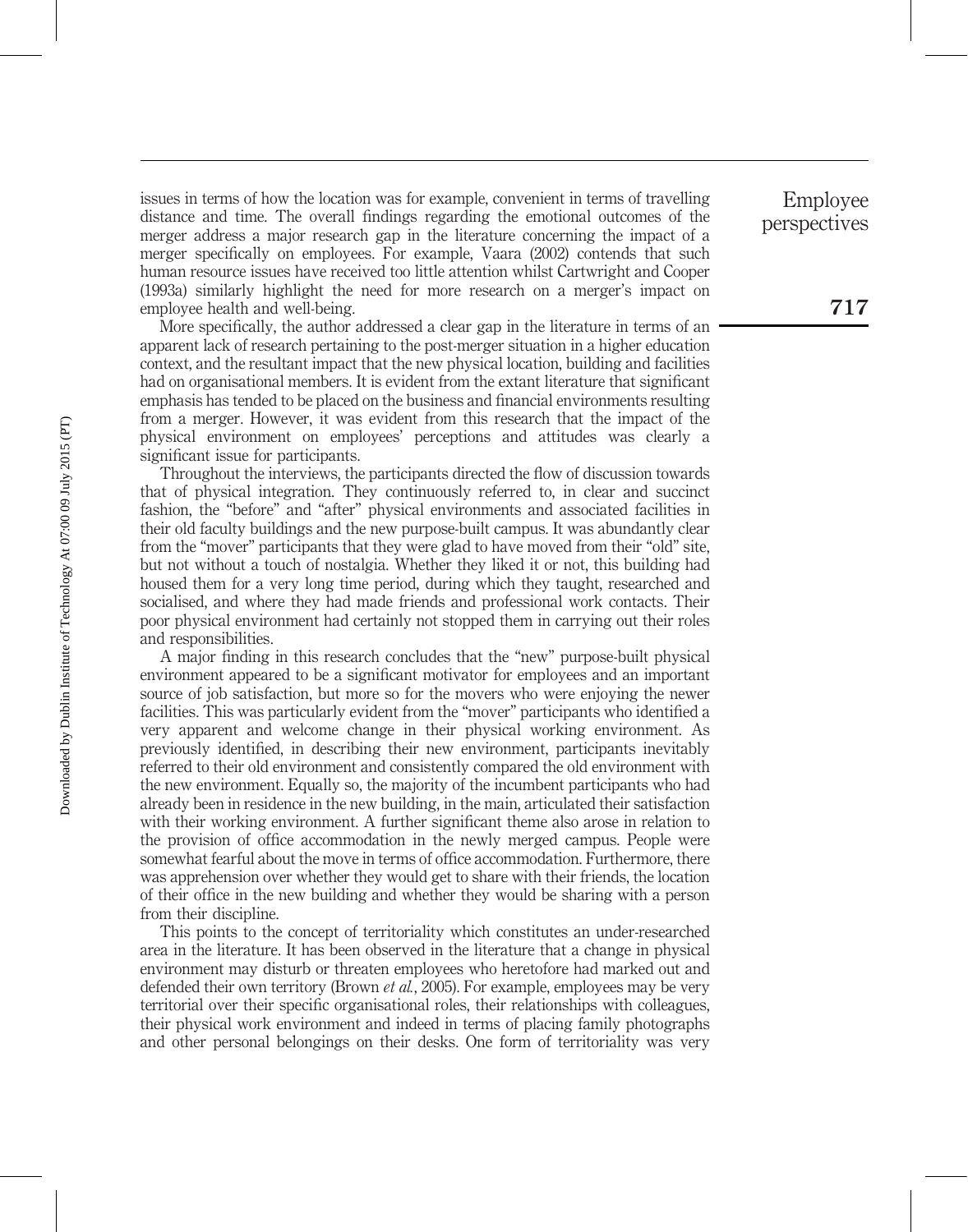issues in terms of how the location was for example, convenient in terms of travelling distance and time. The overall findings regarding the emotional outcomes of the merger address a major research gap in the literature concerning the impact of a merger specifically on employees. For example, Vaara (2002) contends that such human resource issues have received too little attention whilst Cartwright and Cooper (1993a) similarly highlight the need for more research on a merger's impact on employee health and well-being.

More specifically, the author addressed a clear gap in the literature in terms of an apparent lack of research pertaining to the post-merger situation in a higher education context, and the resultant impact that the new physical location, building and facilities had on organisational members. It is evident from the extant literature that significant emphasis has tended to be placed on the business and financial environments resulting from a merger. However, it was evident from this research that the impact of the physical environment on employees' perceptions and attitudes was clearly a significant issue for participants.

Throughout the interviews, the participants directed the flow of discussion towards that of physical integration. They continuously referred to, in clear and succinct fashion, the "before" and "after" physical environments and associated facilities in their old faculty buildings and the new purpose-built campus. It was abundantly clear from the "mover" participants that they were glad to have moved from their "old" site, but not without a touch of nostalgia. Whether they liked it or not, this building had housed them for a very long time period, during which they taught, researched and socialised, and where they had made friends and professional work contacts. Their poor physical environment had certainly not stopped them in carrying out their roles and responsibilities.

A major finding in this research concludes that the "new" purpose-built physical environment appeared to be a significant motivator for employees and an important source of job satisfaction, but more so for the movers who were enjoying the newer facilities. This was particularly evident from the "mover" participants who identified a very apparent and welcome change in their physical working environment. As previously identified, in describing their new environment, participants inevitably referred to their old environment and consistently compared the old environment with the new environment. Equally so, the majority of the incumbent participants who had already been in residence in the new building, in the main, articulated their satisfaction with their working environment. A further significant theme also arose in relation to the provision of office accommodation in the newly merged campus. People were somewhat fearful about the move in terms of office accommodation. Furthermore, there was apprehension over whether they would get to share with their friends, the location of their office in the new building and whether they would be sharing with a person from their discipline.

This points to the concept of territoriality which constitutes an under-researched area in the literature. It has been observed in the literature that a change in physical environment may disturb or threaten employees who heretofore had marked out and defended their own territory (Brown *et al.*, 2005). For example, employees may be very territorial over their specific organisational roles, their relationships with colleagues, their physical work environment and indeed in terms of placing family photographs and other personal belongings on their desks. One form of territoriality was very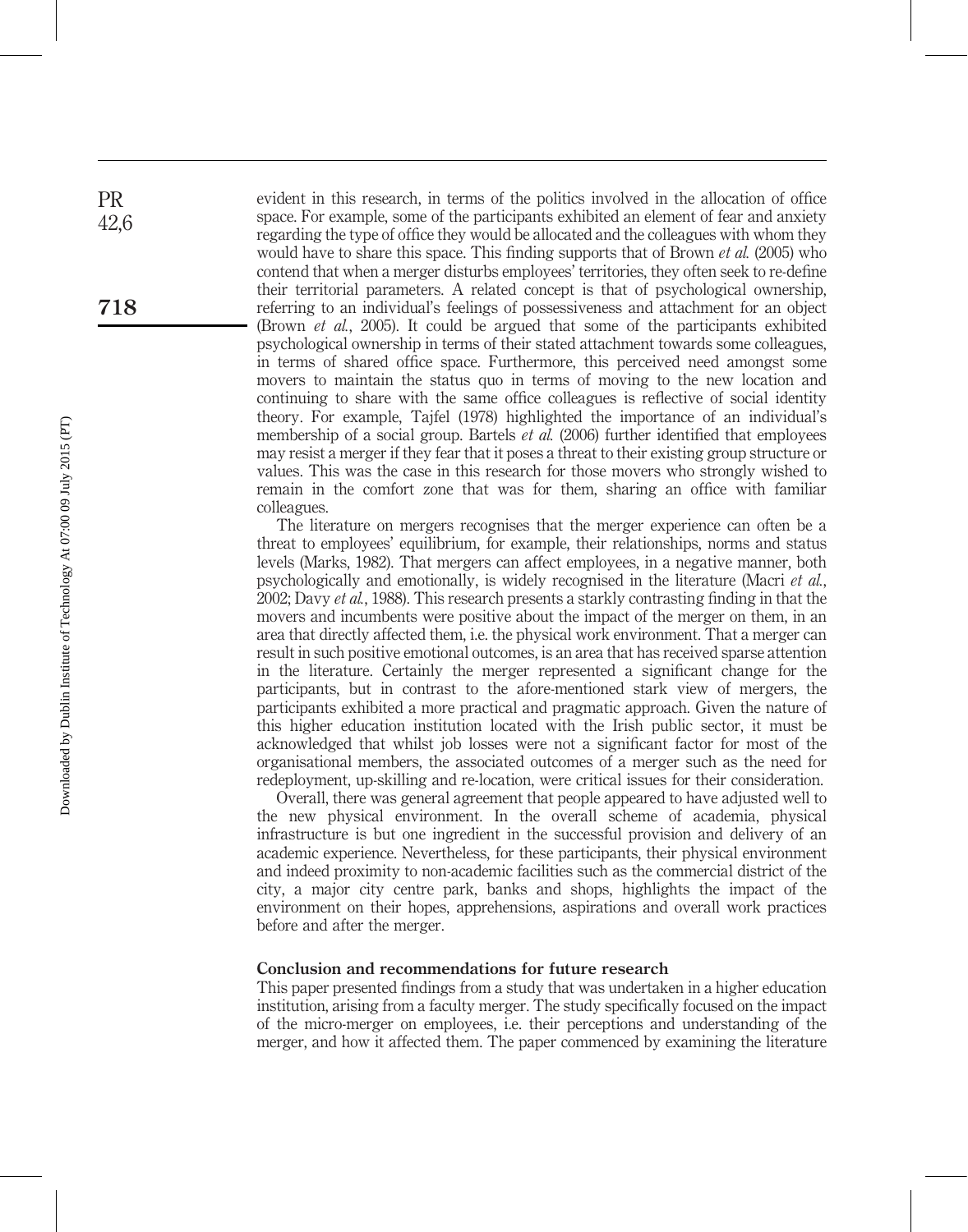evident in this research, in terms of the politics involved in the allocation of office space. For example, some of the participants exhibited an element of fear and anxiety regarding the type of office they would be allocated and the colleagues with whom they would have to share this space. This finding supports that of Brown *et al.* (2005) who contend that when a merger disturbs employees' territories, they often seek to re-define their territorial parameters. A related concept is that of psychological ownership, referring to an individual's feelings of possessiveness and attachment for an object (Brown *et al.*, 2005). It could be argued that some of the participants exhibited psychological ownership in terms of their stated attachment towards some colleagues, in terms of shared office space. Furthermore, this perceived need amongst some movers to maintain the status quo in terms of moving to the new location and continuing to share with the same office colleagues is reflective of social identity theory. For example, Tajfel (1978) highlighted the importance of an individual's membership of a social group. Bartels *et al.* (2006) further identified that employees may resist a merger if they fear that it poses a threat to their existing group structure or values. This was the case in this research for those movers who strongly wished to remain in the comfort zone that was for them, sharing an office with familiar colleagues.

The literature on mergers recognises that the merger experience can often be a threat to employees' equilibrium, for example, their relationships, norms and status levels (Marks, 1982). That mergers can affect employees, in a negative manner, both psychologically and emotionally, is widely recognised in the literature (Macri *et al.*, 2002; Davy *et al.*, 1988). This research presents a starkly contrasting finding in that the movers and incumbents were positive about the impact of the merger on them, in an area that directly affected them, i.e. the physical work environment. That a merger can result in such positive emotional outcomes, is an area that has received sparse attention in the literature. Certainly the merger represented a significant change for the participants, but in contrast to the afore-mentioned stark view of mergers, the participants exhibited a more practical and pragmatic approach. Given the nature of this higher education institution located with the Irish public sector, it must be acknowledged that whilst job losses were not a significant factor for most of the organisational members, the associated outcomes of a merger such as the need for redeployment, up-skilling and re-location, were critical issues for their consideration.

Overall, there was general agreement that people appeared to have adjusted well to the new physical environment. In the overall scheme of academia, physical infrastructure is but one ingredient in the successful provision and delivery of an academic experience. Nevertheless, for these participants, their physical environment and indeed proximity to non-academic facilities such as the commercial district of the city, a major city centre park, banks and shops, highlights the impact of the environment on their hopes, apprehensions, aspirations and overall work practices before and after the merger.

## Conclusion and recommendations for future research

This paper presented findings from a study that was undertaken in a higher education institution, arising from a faculty merger. The study specifically focused on the impact of the micro-merger on employees, i.e. their perceptions and understanding of the merger, and how it affected them. The paper commenced by examining the literature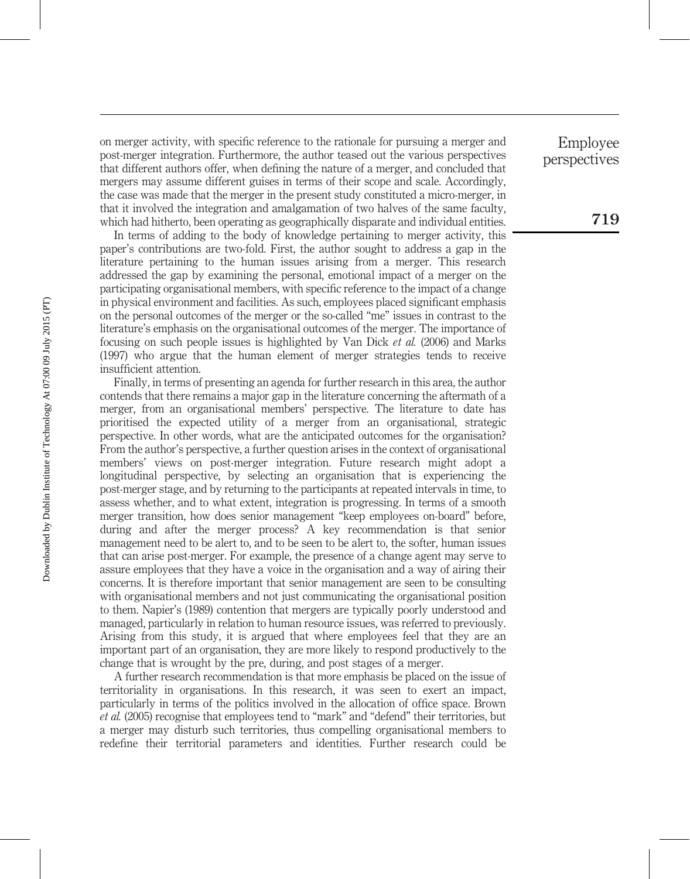on merger activity, with specific reference to the rationale for pursuing a merger and post-merger integration. Furthermore, the author teased out the various perspectives that different authors offer, when defining the nature of a merger, and concluded that mergers may assume different guises in terms of their scope and scale. Accordingly, the case was made that the merger in the present study constituted a micro-merger, in that it involved the integration and amalgamation of two halves of the same faculty, which had hitherto, been operating as geographically disparate and individual entities.

In terms of adding to the body of knowledge pertaining to merger activity, this paper's contributions are two-fold. First, the author sought to address a gap in the literature pertaining to the human issues arising from a merger. This research addressed the gap by examining the personal, emotional impact of a merger on the participating organisational members, with specific reference to the impact of a change in physical environment and facilities. As such, employees placed significant emphasis on the personal outcomes of the merger or the so-called "me" issues in contrast to the literature's emphasis on the organisational outcomes of the merger. The importance of focusing on such people issues is highlighted by Van Dick *et al.* (2006) and Marks (1997) who argue that the human element of merger strategies tends to receive insufficient attention.

Finally, in terms of presenting an agenda for further research in this area, the author contends that there remains a major gap in the literature concerning the aftermath of a merger, from an organisational members' perspective. The literature to date has prioritised the expected utility of a merger from an organisational, strategic perspective. In other words, what are the anticipated outcomes for the organisation? From the author's perspective, a further question arises in the context of organisational members' views on post-merger integration. Future research might adopt a longitudinal perspective, by selecting an organisation that is experiencing the post-merger stage, and by returning to the participants at repeated intervals in time, to assess whether, and to what extent, integration is progressing. In terms of a smooth merger transition, how does senior management "keep employees on-board" before, during and after the merger process? A key recommendation is that senior management need to be alert to, and to be seen to be alert to, the softer, human issues that can arise post-merger. For example, the presence of a change agent may serve to assure employees that they have a voice in the organisation and a way of airing their concerns. It is therefore important that senior management are seen to be consulting with organisational members and not just communicating the organisational position to them. Napier's (1989) contention that mergers are typically poorly understood and managed, particularly in relation to human resource issues, was referred to previously. Arising from this study, it is argued that where employees feel that they are an important part of an organisation, they are more likely to respond productively to the change that is wrought by the pre, during, and post stages of a merger.

A further research recommendation is that more emphasis be placed on the issue of territoriality in organisations. In this research, it was seen to exert an impact, particularly in terms of the politics involved in the allocation of office space. Brown *et al.* (2005) recognise that employees tend to "mark" and "defend" their territories, but a merger may disturb such territories, thus compelling organisational members to redefine their territorial parameters and identities. Further research could be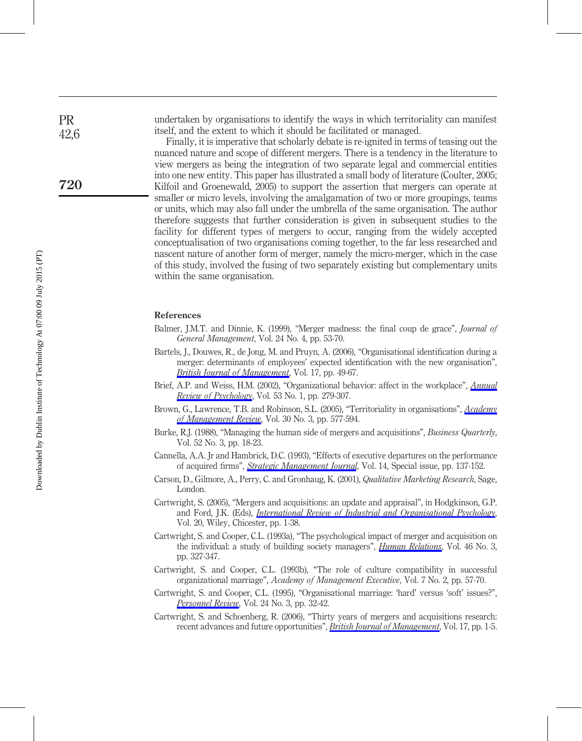undertaken by organisations to identify the ways in which territoriality can manifest itself, and the extent to which it should be facilitated or managed.

Finally, it is imperative that scholarly debate is re-ignited in terms of teasing out the nuanced nature and scope of different mergers. There is a tendency in the literature to view mergers as being the integration of two separate legal and commercial entities into one new entity. This paper has illustrated a small body of literature (Coulter, 2005; Kilfoil and Groenewald, 2005) to support the assertion that mergers can operate at smaller or micro levels, involving the amalgamation of two or more groupings, teams or units, which may also fall under the umbrella of the same organisation. The author therefore suggests that further consideration is given in subsequent studies to the facility for different types of mergers to occur, ranging from the widely accepted conceptualisation of two organisations coming together, to the far less researched and nascent nature of another form of merger, namely the micro-merger, which in the case of this study, involved the fusing of two separately existing but complementary units within the same organisation.

## References

Balmer, J.M.T. and Dinnie, K. (1999), "Merger madness: the final coup de grace", *Journal of General Management*, Vol. 24 No. 4, pp. 53-70.

Bartels, J., Douwes, R., de Jong, M. and Pruyn, A. (2006), "Organisational identification during a merger: determinants of employees' expected identification with the new organisation", *British Journal of Management*, Vol. 17, pp. 49-67.

Brief, A.P. and Weiss, H.M. (2002), "Organizational behavior: affect in the workplace", *Annual Review of Psychology*, Vol. 53 No. 1, pp. 279-307.

Brown, G., Lawrence, T.B. and Robinson, S.L. (2005), "Territoriality in organisations", *Academy of Management Review*, Vol. 30 No. 3, pp. 577-594.

Burke, R.J. (1988), "Managing the human side of mergers and acquisitions", *Business Quarterly*, Vol. 52 No. 3, pp. 18-23.

Cannella, A.A. Jr and Hambrick, D.C. (1993), "Effects of executive departures on the performance of acquired firms", *Strategic Management Journal*, Vol. 14, Special issue, pp. 137-152.

Carson, D., Gilmore, A., Perry, C. and Gronhaug, K. (2001), *Qualitative Marketing Research*, Sage, London.

Cartwright, S. (2005), "Mergers and acquisitions: an update and appraisal", in Hodgkinson, G.P. and Ford, J.K. (Eds), *International Review of Industrial and Organisational Psychology*, Vol. 20, Wiley, Chicester, pp. 1-38.

Cartwright, S. and Cooper, C.L. (1993a), "The psychological impact of merger and acquisition on the individual: a study of building society managers", *Human Relations*, Vol. 46 No. 3, pp. 327-347.

Cartwright, S. and Cooper, C.L. (1993b), "The role of culture compatibility in successful organizational marriage", *Academy of Management Executive*, Vol. 7 No. 2, pp. 57-70.

Cartwright, S. and Cooper, C.L. (1995), "Organisational marriage: 'hard' versus 'soft' issues?", *Personnel Review*, Vol. 24 No. 3, pp. 32-42.

Cartwright, S. and Schoenberg, R. (2006), "Thirty years of mergers and acquisitions research: recent advances and future opportunities", *British Journal of Management*, Vol. 17, pp. 1-5.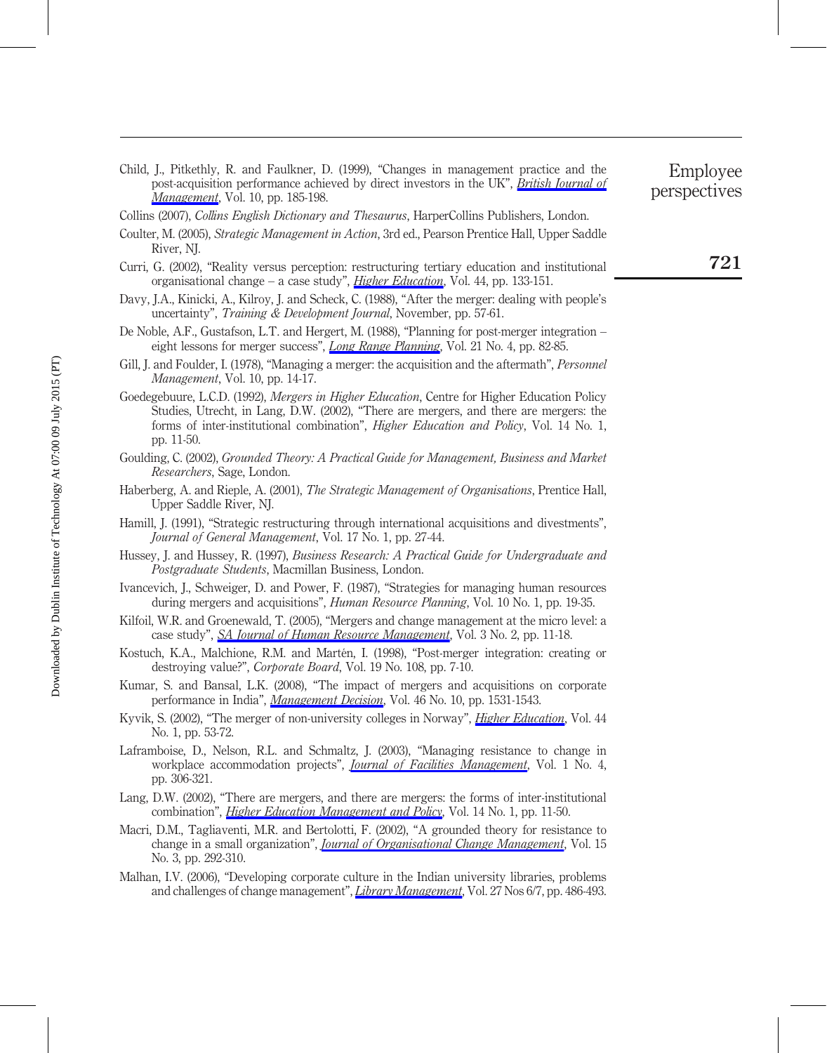Child, J., Pitkethly, R. and Faulkner, D. (1999), "Changes in management practice and the post-acquisition performance achieved by direct investors in the UK", *British Journal of Management*, Vol. 10, pp. 185-198.

Collins (2007), *Collins English Dictionary and Thesaurus*, HarperCollins Publishers, London.

Coulter, M. (2005), *Strategic Management in Action*, 3rd ed., Pearson Prentice Hall, Upper Saddle River, NJ.

Curri, G. (2002), "Reality versus perception: restructuring tertiary education and institutional organisational change – a case study", *Higher Education*, Vol. 44, pp. 133-151.

Davy, J.A., Kinicki, A., Kilroy, J. and Scheck, C. (1988), "After the merger: dealing with people's uncertainty", *Training & Development Journal*, November, pp. 57-61.

De Noble, A.F., Gustafson, L.T. and Hergert, M. (1988), "Planning for post-merger integration – eight lessons for merger success", *Long Range Planning*, Vol. 21 No. 4, pp. 82-85.

Gill, J. and Foulder, I. (1978), "Managing a merger: the acquisition and the aftermath", *Personnel Management*, Vol. 10, pp. 14-17.

Goedegebuure, L.C.D. (1992), *Mergers in Higher Education*, Centre for Higher Education Policy Studies, Utrecht, in Lang, D.W. (2002), "There are mergers, and there are mergers: the forms of inter-institutional combination", *Higher Education and Policy*, Vol. 14 No. 1, pp. 11-50.

Goulding, C. (2002), *Grounded Theory: A Practical Guide for Management, Business and Market Researchers*, Sage, London.

Haberberg, A. and Rieple, A. (2001), *The Strategic Management of Organisations*, Prentice Hall, Upper Saddle River, NJ.

Hamill, J. (1991), "Strategic restructuring through international acquisitions and divestments", *Journal of General Management*, Vol. 17 No. 1, pp. 27-44.

Hussey, J. and Hussey, R. (1997), *Business Research: A Practical Guide for Undergraduate and Postgraduate Students*, Macmillan Business, London.

Ivancevich, J., Schweiger, D. and Power, F. (1987), "Strategies for managing human resources during mergers and acquisitions", *Human Resource Planning*, Vol. 10 No. 1, pp. 19-35.

Kilfoil, W.R. and Groenewald, T. (2005), "Mergers and change management at the micro level: a case study", *SA Journal of Human Resource Management*, Vol. 3 No. 2, pp. 11-18.

Kostuch, K.A., Malchione, R.M. and Martén, I. (1998), "Post-merger integration: creating or destroying value?", *Corporate Board*, Vol. 19 No. 108, pp. 7-10.

Kumar, S. and Bansal, L.K. (2008), "The impact of mergers and acquisitions on corporate performance in India", *Management Decision*, Vol. 46 No. 10, pp. 1531-1543.

Kyvik, S. (2002), "The merger of non-university colleges in Norway", *Higher Education*, Vol. 44 No. 1, pp. 53-72.

Laframboise, D., Nelson, R.L. and Schmaltz, J. (2003), "Managing resistance to change in workplace accommodation projects", *Journal of Facilities Management*, Vol. 1 No. 4, pp. 306-321.

Lang, D.W. (2002), "There are mergers, and there are mergers: the forms of inter-institutional combination", *Higher Education Management and Policy*, Vol. 14 No. 1, pp. 11-50.

Macri, D.M., Tagliaventi, M.R. and Bertolotti, F. (2002), "A grounded theory for resistance to change in a small organization", *Journal of Organisational Change Management*, Vol. 15 No. 3, pp. 292-310.

Malhan, I.V. (2006), "Developing corporate culture in the Indian university libraries, problems and challenges of change management", *Library Management*, Vol. 27 Nos 6/7, pp. 486-493.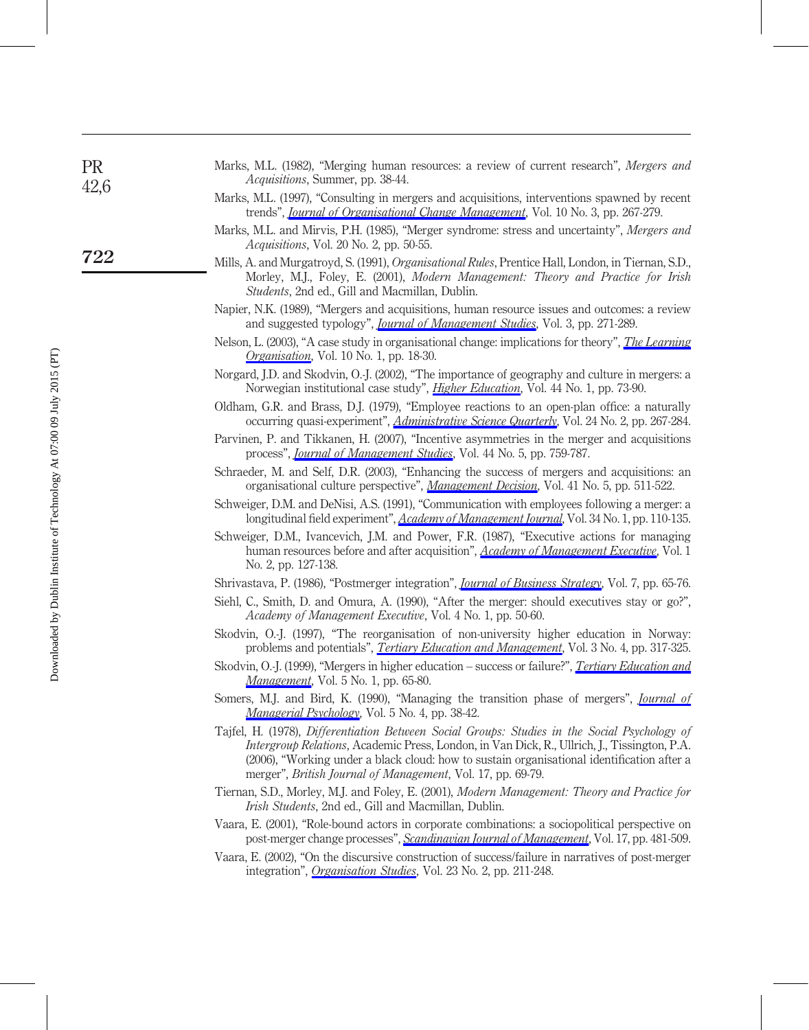Marks, M.L. (1982), "Merging human resources: a review of current research", *Mergers and Acquisitions*, Summer, pp. 38-44.

Marks, M.L. (1997), "Consulting in mergers and acquisitions, interventions spawned by recent trends", *Journal of Organisational Change Management*, Vol. 10 No. 3, pp. 267-279.

Marks, M.L. and Mirvis, P.H. (1985), "Merger syndrome: stress and uncertainty", *Mergers and Acquisitions*, Vol. 20 No. 2, pp. 50-55.

Mills, A. and Murgatroyd, S. (1991), *Organisational Rules*, Prentice Hall, London, in Tiernan, S.D., Morley, M.J., Foley, E. (2001), *Modern Management: Theory and Practice for Irish Students*, 2nd ed., Gill and Macmillan, Dublin.

Napier, N.K. (1989), "Mergers and acquisitions, human resource issues and outcomes: a review and suggested typology", *Journal of Management Studies*, Vol. 3, pp. 271-289.

Nelson, L. (2003), "A case study in organisational change: implications for theory", *The Learning Organisation*, Vol. 10 No. 1, pp. 18-30.

Norgard, J.D. and Skodvin, O.-J. (2002), "The importance of geography and culture in mergers: a Norwegian institutional case study", *Higher Education*, Vol. 44 No. 1, pp. 73-90.

Oldham, G.R. and Brass, D.J. (1979), "Employee reactions to an open-plan office: a naturally occurring quasi-experiment", *Administrative Science Quarterly*, Vol. 24 No. 2, pp. 267-284.

Parvinen, P. and Tikkanen, H. (2007), "Incentive asymmetries in the merger and acquisitions process", *Journal of Management Studies*, Vol. 44 No. 5, pp. 759-787.

Schraeder, M. and Self, D.R. (2003), "Enhancing the success of mergers and acquisitions: an organisational culture perspective", *Management Decision*, Vol. 41 No. 5, pp. 511-522.

Schweiger, D.M. and DeNisi, A.S. (1991), "Communication with employees following a merger: a longitudinal field experiment", *Academy of Management Journal*, Vol. 34 No. 1, pp. 110-135.

Schweiger, D.M., Ivancevich, J.M. and Power, F.R. (1987), "Executive actions for managing human resources before and after acquisition", *Academy of Management Executive*, Vol. 1 No. 2, pp. 127-138.

Shrivastava, P. (1986), "Postmerger integration", *Journal of Business Strategy*, Vol. 7, pp. 65-76.

Siehl, C., Smith, D. and Omura, A. (1990), "After the merger: should executives stay or go?", *Academy of Management Executive*, Vol. 4 No. 1, pp. 50-60.

Skodvin, O.-J. (1997), "The reorganisation of non-university higher education in Norway: problems and potentials", *Tertiary Education and Management*, Vol. 3 No. 4, pp. 317-325.

Skodvin, O.-J. (1999), "Mergers in higher education – success or failure?", *Tertiary Education and Management*, Vol. 5 No. 1, pp. 65-80.

Somers, M.J. and Bird, K. (1990), "Managing the transition phase of mergers", *Journal of Managerial Psychology*, Vol. 5 No. 4, pp. 38-42.

Tajfel, H. (1978), *Differentiation Between Social Groups: Studies in the Social Psychology of Intergroup Relations*, Academic Press, London, in Van Dick, R., Ullrich, J., Tissington, P.A. (2006), "Working under a black cloud: how to sustain organisational identification after a merger", *British Journal of Management*, Vol. 17, pp. 69-79.

Tiernan, S.D., Morley, M.J. and Foley, E. (2001), *Modern Management: Theory and Practice for Irish Students*, 2nd ed., Gill and Macmillan, Dublin.

Vaara, E. (2001), "Role-bound actors in corporate combinations: a sociopolitical perspective on post-merger change processes", *Scandinavian Journal of Management*, Vol. 17, pp. 481-509.

Vaara, E. (2002), "On the discursive construction of success/failure in narratives of post-merger integration", *Organisation Studies*, Vol. 23 No. 2, pp. 211-248.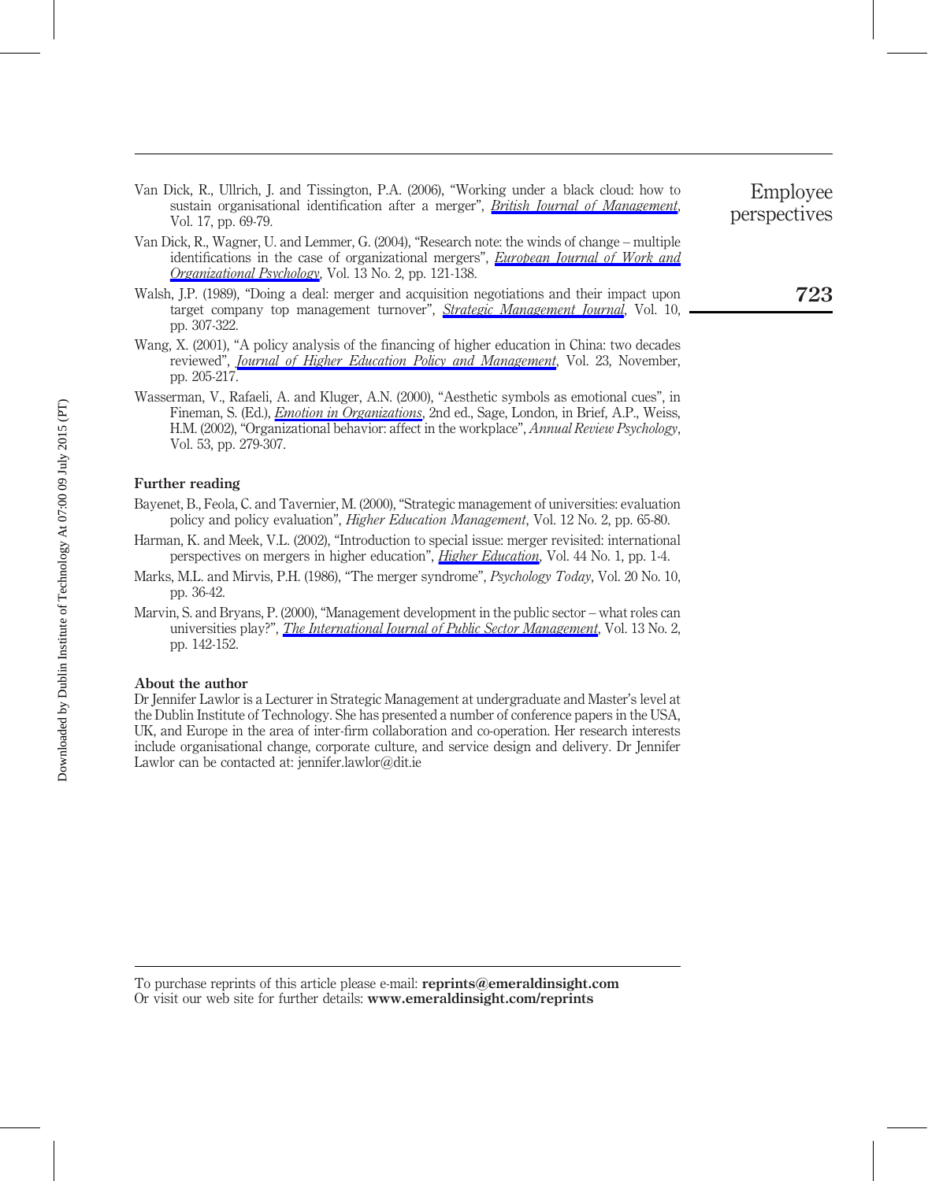Van Dick, R., Ullrich, J. and Tissington, P.A. (2006), "Working under a black cloud: how to sustain organisational identification after a merger", *British Journal of Management*, Vol. 17, pp. 69-79.

Van Dick, R., Wagner, U. and Lemmer, G. (2004), "Research note: the winds of change – multiple identifications in the case of organizational mergers", *European Journal of Work and Organizational Psychology*, Vol. 13 No. 2, pp. 121-138.

Walsh, J.P. (1989), "Doing a deal: merger and acquisition negotiations and their impact upon target company top management turnover", *Strategic Management Journal*, Vol. 10, pp. 307-322.

Wang, X. (2001), "A policy analysis of the financing of higher education in China: two decades reviewed", *Journal of Higher Education Policy and Management*, Vol. 23, November, pp. 205-217.

Wasserman, V., Rafaeli, A. and Kluger, A.N. (2000), "Aesthetic symbols as emotional cues", in Fineman, S. (Ed.), *Emotion in Organizations*, 2nd ed., Sage, London, in Brief, A.P., Weiss, H.M. (2002), "Organizational behavior: affect in the workplace", *Annual Review Psychology*, Vol. 53, pp. 279-307.

## Further reading

Bayenet, B., Feola, C. and Tavernier, M. (2000), "Strategic management of universities: evaluation policy and policy evaluation", *Higher Education Management*, Vol. 12 No. 2, pp. 65-80.

Harman, K. and Meek, V.L. (2002), "Introduction to special issue: merger revisited: international perspectives on mergers in higher education", *Higher Education*, Vol. 44 No. 1, pp. 1-4.

Marks, M.L. and Mirvis, P.H. (1986), "The merger syndrome", *Psychology Today*, Vol. 20 No. 10, pp. 36-42.

Marvin, S. and Bryans, P. (2000), "Management development in the public sector – what roles can universities play?", *The International Journal of Public Sector Management*, Vol. 13 No. 2, pp. 142-152.

## About the author

Dr Jennifer Lawlor is a Lecturer in Strategic Management at undergraduate and Master's level at the Dublin Institute of Technology. She has presented a number of conference papers in the USA, UK, and Europe in the area of inter-firm collaboration and co-operation. Her research interests include organisational change, corporate culture, and service design and delivery. Dr Jennifer Lawlor can be contacted at: jennifer.lawlor@dit.ie

To purchase reprints of this article please e-mail: **reprints@emeraldinsight.com**
Or visit our web site for further details: **www.emeraldinsight.com/reprints**